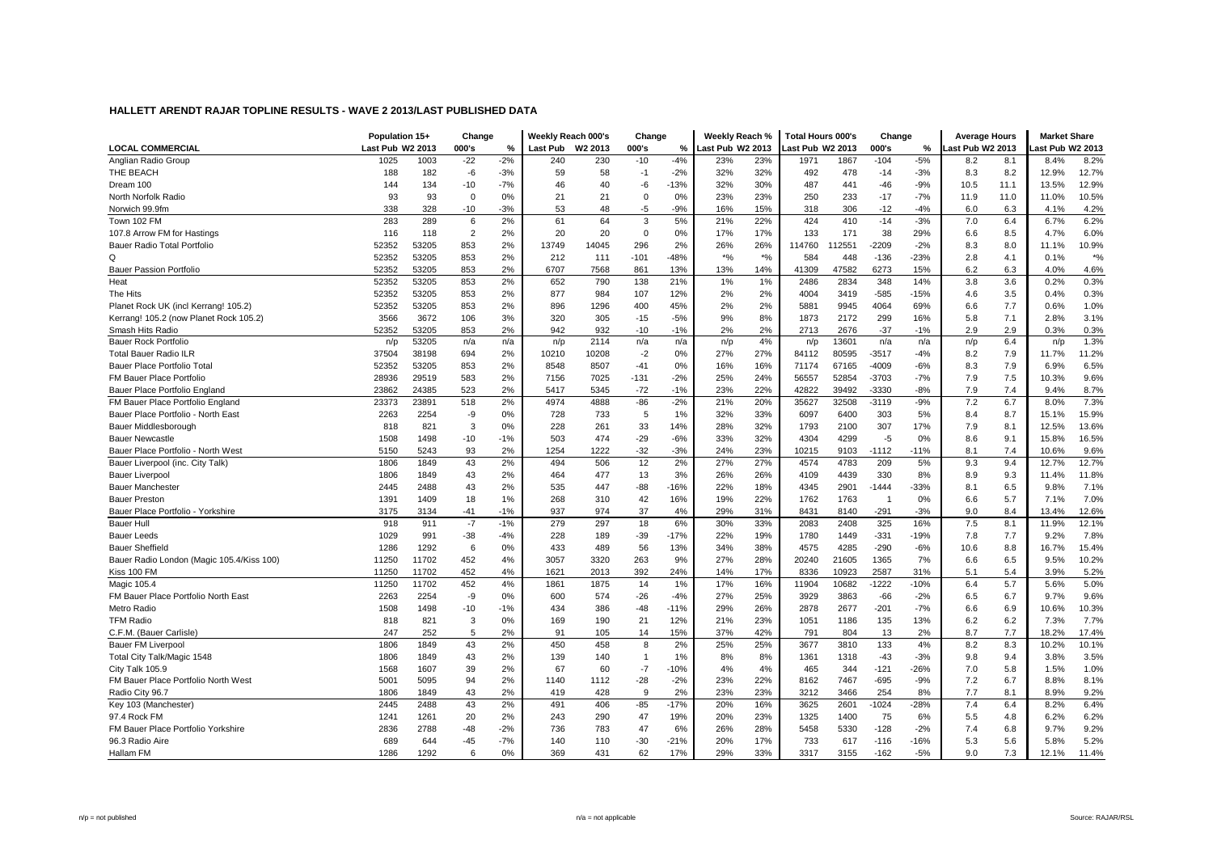# HALLETT ARENDT RAJAR TOPLINE RESULTS - WAVE 2 2013/LAST PUBLISHED DATA

| LOCAL COMMERCIAL | Population 15+ | | Change | | Weekly Reach 000's | | Change | | Weekly Reach % | | Total Hours 000's | | Change | | Average Hours | | Market Share | |
|---|---|---|---|---|---|---|---|---|---|---|---|---|---|---|---|---|---|---|
| | Last Pub | W2 2013 | 000's | % | Last Pub | W2 2013 | 000's | % | Last Pub | W2 2013 | Last Pub | W2 2013 | 000's | % | Last Pub | W2 2013 | Last Pub | W2 2013 |
| Anglian Radio Group | 1025 | 1003 | -22 | -2% | 240 | 230 | -10 | -4% | 23% | 23% | 1971 | 1867 | -104 | -5% | 8.2 | 8.1 | 8.4% | 8.2% |
| THE BEACH | 188 | 182 | -6 | -3% | 59 | 58 | -1 | -2% | 32% | 32% | 492 | 478 | -14 | -3% | 8.3 | 8.2 | 12.9% | 12.7% |
| Dream 100 | 144 | 134 | -10 | -7% | 46 | 40 | -6 | -13% | 32% | 30% | 487 | 441 | -46 | -9% | 10.5 | 11.1 | 13.5% | 12.9% |
| North Norfolk Radio | 93 | 93 | 0 | 0% | 21 | 21 | 0 | 0% | 23% | 23% | 250 | 233 | -17 | -7% | 11.9 | 11.0 | 11.0% | 10.5% |
| Norwich 99.9fm | 338 | 328 | -10 | -3% | 53 | 48 | -5 | -9% | 16% | 15% | 318 | 306 | -12 | -4% | 6.0 | 6.3 | 4.1% | 4.2% |
| Town 102 FM | 283 | 289 | 6 | 2% | 61 | 64 | 3 | 5% | 21% | 22% | 424 | 410 | -14 | -3% | 7.0 | 6.4 | 6.7% | 6.2% |
| 107.8 Arrow FM for Hastings | 116 | 118 | 2 | 2% | 20 | 20 | 0 | 0% | 17% | 17% | 133 | 171 | 38 | 29% | 6.6 | 8.5 | 4.7% | 6.0% |
| Bauer Radio Total Portfolio | 52352 | 53205 | 853 | 2% | 13749 | 14045 | 296 | 2% | 26% | 26% | 114760 | 112551 | -2209 | -2% | 8.3 | 8.0 | 11.1% | 10.9% |
| Q | 52352 | 53205 | 853 | 2% | 212 | 111 | -101 | -48% | *% | *% | 584 | 448 | -136 | -23% | 2.8 | 4.1 | 0.1% | *% |
| Bauer Passion Portfolio | 52352 | 53205 | 853 | 2% | 6707 | 7568 | 861 | 13% | 13% | 14% | 41309 | 47582 | 6273 | 15% | 6.2 | 6.3 | 4.0% | 4.6% |
| Heat | 52352 | 53205 | 853 | 2% | 652 | 790 | 138 | 21% | 1% | 1% | 2486 | 2834 | 348 | 14% | 3.8 | 3.6 | 0.2% | 0.3% |
| The Hits | 52352 | 53205 | 853 | 2% | 877 | 984 | 107 | 12% | 2% | 2% | 4004 | 3419 | -585 | -15% | 4.6 | 3.5 | 0.4% | 0.3% |
| Planet Rock UK (incl Kerrang! 105.2) | 52352 | 53205 | 853 | 2% | 896 | 1296 | 400 | 45% | 2% | 2% | 5881 | 9945 | 4064 | 69% | 6.6 | 7.7 | 0.6% | 1.0% |
| Kerrang! 105.2 (now Planet Rock 105.2) | 3566 | 3672 | 106 | 3% | 320 | 305 | -15 | -5% | 9% | 8% | 1873 | 2172 | 299 | 16% | 5.8 | 7.1 | 2.8% | 3.1% |
| Smash Hits Radio | 52352 | 53205 | 853 | 2% | 942 | 932 | -10 | -1% | 2% | 2% | 2713 | 2676 | -37 | -1% | 2.9 | 2.9 | 0.3% | 0.3% |
| Bauer Rock Portfolio | n/p | 53205 | n/a | n/a | n/p | 2114 | n/a | n/a | n/p | 4% | n/p | 13601 | n/a | n/a | n/p | 6.4 | n/p | 1.3% |
| Total Bauer Radio ILR | 37504 | 38198 | 694 | 2% | 10210 | 10208 | -2 | 0% | 27% | 27% | 84112 | 80595 | -3517 | -4% | 8.2 | 7.9 | 11.7% | 11.2% |
| Bauer Place Portfolio Total | 52352 | 53205 | 853 | 2% | 8548 | 8507 | -41 | 0% | 16% | 16% | 71174 | 67165 | -4009 | -6% | 8.3 | 7.9 | 6.9% | 6.5% |
| FM Bauer Place Portfolio | 28936 | 29519 | 583 | 2% | 7156 | 7025 | -131 | -2% | 25% | 24% | 56557 | 52854 | -3703 | -7% | 7.9 | 7.5 | 10.3% | 9.6% |
| Bauer Place Portfolio England | 23862 | 24385 | 523 | 2% | 5417 | 5345 | -72 | -1% | 23% | 22% | 42822 | 39492 | -3330 | -8% | 7.9 | 7.4 | 9.4% | 8.7% |
| FM Bauer Place Portfolio England | 23373 | 23891 | 518 | 2% | 4974 | 4888 | -86 | -2% | 21% | 20% | 35627 | 32508 | -3119 | -9% | 7.2 | 6.7 | 8.0% | 7.3% |
| Bauer Place Portfolio - North East | 2263 | 2254 | -9 | 0% | 728 | 733 | 5 | 1% | 32% | 33% | 6097 | 6400 | 303 | 5% | 8.4 | 8.7 | 15.1% | 15.9% |
| Bauer Middlesborough | 818 | 821 | 3 | 0% | 228 | 261 | 33 | 14% | 28% | 32% | 1793 | 2100 | 307 | 17% | 7.9 | 8.1 | 12.5% | 13.6% |
| Bauer Newcastle | 1508 | 1498 | -10 | -1% | 503 | 474 | -29 | -6% | 33% | 32% | 4304 | 4299 | -5 | 0% | 8.6 | 9.1 | 15.8% | 16.5% |
| Bauer Place Portfolio - North West | 5150 | 5243 | 93 | 2% | 1254 | 1222 | -32 | -3% | 24% | 23% | 10215 | 9103 | -1112 | -11% | 8.1 | 7.4 | 10.6% | 9.6% |
| Bauer Liverpool (inc. City Talk) | 1806 | 1849 | 43 | 2% | 494 | 506 | 12 | 2% | 27% | 27% | 4574 | 4783 | 209 | 5% | 9.3 | 9.4 | 12.7% | 12.7% |
| Bauer Liverpool | 1806 | 1849 | 43 | 2% | 464 | 477 | 13 | 3% | 26% | 26% | 4109 | 4439 | 330 | 8% | 8.9 | 9.3 | 11.4% | 11.8% |
| Bauer Manchester | 2445 | 2488 | 43 | 2% | 535 | 447 | -88 | -16% | 22% | 18% | 4345 | 2901 | -1444 | -33% | 8.1 | 6.5 | 9.8% | 7.1% |
| Bauer Preston | 1391 | 1409 | 18 | 1% | 268 | 310 | 42 | 16% | 19% | 22% | 1762 | 1763 | 1 | 0% | 6.6 | 5.7 | 7.1% | 7.0% |
| Bauer Place Portfolio - Yorkshire | 3175 | 3134 | -41 | -1% | 937 | 974 | 37 | 4% | 29% | 31% | 8431 | 8140 | -291 | -3% | 9.0 | 8.4 | 13.4% | 12.6% |
| Bauer Hull | 918 | 911 | -7 | -1% | 279 | 297 | 18 | 6% | 30% | 33% | 2083 | 2408 | 325 | 16% | 7.5 | 8.1 | 11.9% | 12.1% |
| Bauer Leeds | 1029 | 991 | -38 | -4% | 228 | 189 | -39 | -17% | 22% | 19% | 1780 | 1449 | -331 | -19% | 7.8 | 7.7 | 9.2% | 7.8% |
| Bauer Sheffield | 1286 | 1292 | 6 | 0% | 433 | 489 | 56 | 13% | 34% | 38% | 4575 | 4285 | -290 | -6% | 10.6 | 8.8 | 16.7% | 15.4% |
| Bauer Radio London (Magic 105.4/Kiss 100) | 11250 | 11702 | 452 | 4% | 3057 | 3320 | 263 | 9% | 27% | 28% | 20240 | 21605 | 1365 | 7% | 6.6 | 6.5 | 9.5% | 10.2% |
| Kiss 100 FM | 11250 | 11702 | 452 | 4% | 1621 | 2013 | 392 | 24% | 14% | 17% | 8336 | 10923 | 2587 | 31% | 5.1 | 5.4 | 3.9% | 5.2% |
| Magic 105.4 | 11250 | 11702 | 452 | 4% | 1861 | 1875 | 14 | 1% | 17% | 16% | 11904 | 10682 | -1222 | -10% | 6.4 | 5.7 | 5.6% | 5.0% |
| FM Bauer Place Portfolio North East | 2263 | 2254 | -9 | 0% | 600 | 574 | -26 | -4% | 27% | 25% | 3929 | 3863 | -66 | -2% | 6.5 | 6.7 | 9.7% | 9.6% |
| Metro Radio | 1508 | 1498 | -10 | -1% | 434 | 386 | -48 | -11% | 29% | 26% | 2878 | 2677 | -201 | -7% | 6.6 | 6.9 | 10.6% | 10.3% |
| TFM Radio | 818 | 821 | 3 | 0% | 169 | 190 | 21 | 12% | 21% | 23% | 1051 | 1186 | 135 | 13% | 6.2 | 6.2 | 7.3% | 7.7% |
| C.F.M. (Bauer Carlisle) | 247 | 252 | 5 | 2% | 91 | 105 | 14 | 15% | 37% | 42% | 791 | 804 | 13 | 2% | 8.7 | 7.7 | 18.2% | 17.4% |
| Bauer FM Liverpool | 1806 | 1849 | 43 | 2% | 450 | 458 | 8 | 2% | 25% | 25% | 3677 | 3810 | 133 | 4% | 8.2 | 8.3 | 10.2% | 10.1% |
| Total City Talk/Magic 1548 | 1806 | 1849 | 43 | 2% | 139 | 140 | 1 | 1% | 8% | 8% | 1361 | 1318 | -43 | -3% | 9.8 | 9.4 | 3.8% | 3.5% |
| City Talk 105.9 | 1568 | 1607 | 39 | 2% | 67 | 60 | -7 | -10% | 4% | 4% | 465 | 344 | -121 | -26% | 7.0 | 5.8 | 1.5% | 1.0% |
| FM Bauer Place Portfolio North West | 5001 | 5095 | 94 | 2% | 1140 | 1112 | -28 | -2% | 23% | 22% | 8162 | 7467 | -695 | -9% | 7.2 | 6.7 | 8.8% | 8.1% |
| Radio City 96.7 | 1806 | 1849 | 43 | 2% | 419 | 428 | 9 | 2% | 23% | 23% | 3212 | 3466 | 254 | 8% | 7.7 | 8.1 | 8.9% | 9.2% |
| Key 103 (Manchester) | 2445 | 2488 | 43 | 2% | 491 | 406 | -85 | -17% | 20% | 16% | 3625 | 2601 | -1024 | -28% | 7.4 | 6.4 | 8.2% | 6.4% |
| 97.4 Rock FM | 1241 | 1261 | 20 | 2% | 243 | 290 | 47 | 19% | 20% | 23% | 1325 | 1400 | 75 | 6% | 5.5 | 4.8 | 6.2% | 6.2% |
| FM Bauer Place Portfolio Yorkshire | 2836 | 2788 | -48 | -2% | 736 | 783 | 47 | 6% | 26% | 28% | 5458 | 5330 | -128 | -2% | 7.4 | 6.8 | 9.7% | 9.2% |
| 96.3 Radio Aire | 689 | 644 | -45 | -7% | 140 | 110 | -30 | -21% | 20% | 17% | 733 | 617 | -116 | -16% | 5.3 | 5.6 | 5.8% | 5.2% |
| Hallam FM | 1286 | 1292 | 6 | 0% | 369 | 431 | 62 | 17% | 29% | 33% | 3317 | 3155 | -162 | -5% | 9.0 | 7.3 | 12.1% | 11.4% |

n/p = not published

n/a = not applicable

Source: RAJAR/RSL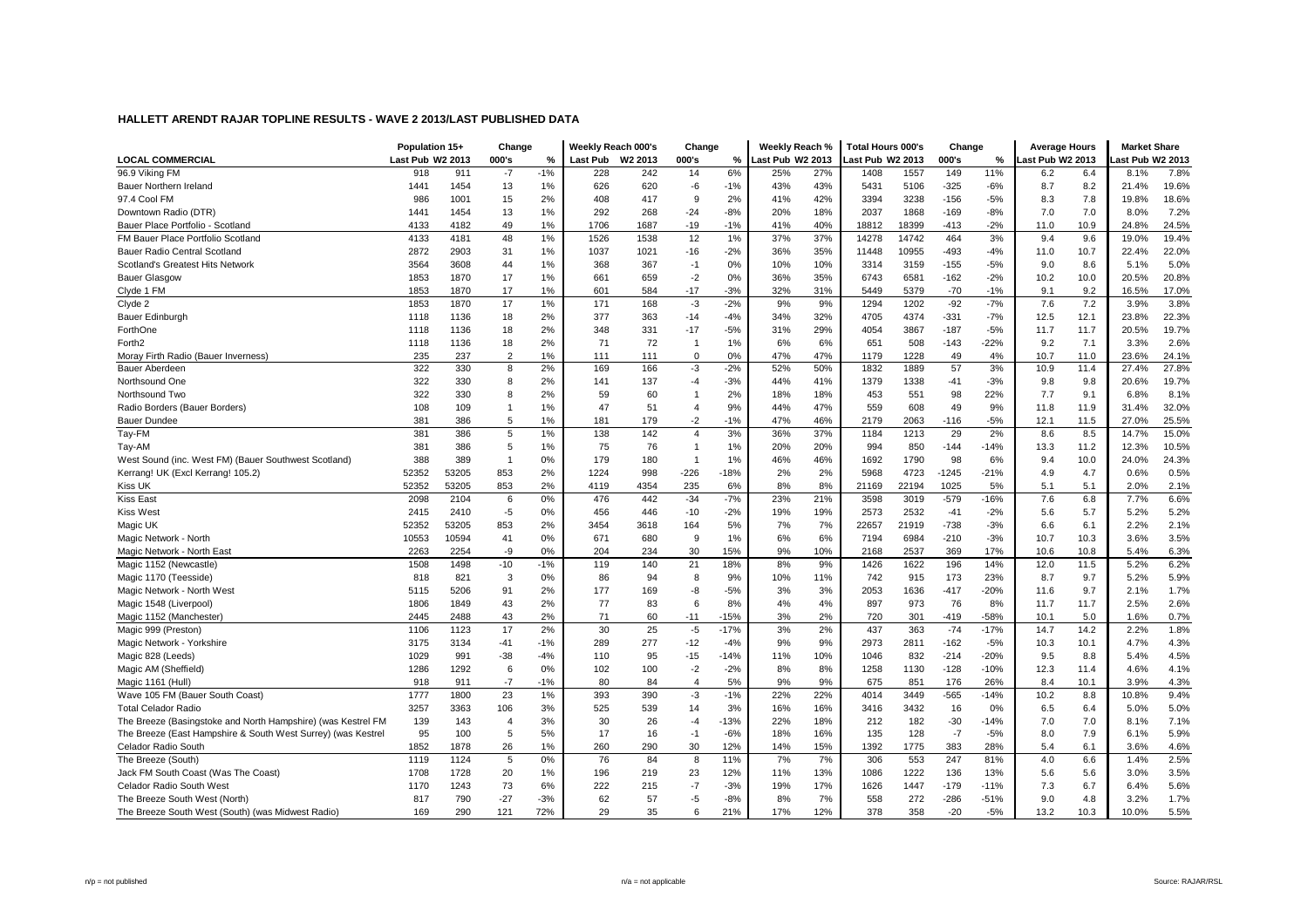## HALLETT ARENDT RAJAR TOPLINE RESULTS - WAVE 2 2013/LAST PUBLISHED DATA

| LOCAL COMMERCIAL | Population 15+ Last Pub | Population 15+ W2 2013 | Change 000's | Change % | Weekly Reach 000's Last Pub | Weekly Reach 000's W2 2013 | Change 000's | Change % | Weekly Reach % Last Pub | Weekly Reach % W2 2013 | Total Hours 000's Last Pub | Total Hours 000's W2 2013 | Change 000's | Change % | Average Hours Last Pub | Average Hours W2 2013 | Market Share Last Pub | Market Share W2 2013 |
|---|---|---|---|---|---|---|---|---|---|---|---|---|---|---|---|---|---|---|
| 96.9 Viking FM | 918 | 911 | -7 | -1% | 228 | 242 | 14 | 6% | 25% | 27% | 1408 | 1557 | 149 | 11% | 6.2 | 6.4 | 8.1% | 7.8% |
| Bauer Northern Ireland | 1441 | 1454 | 13 | 1% | 626 | 620 | -6 | -1% | 43% | 43% | 5431 | 5106 | -325 | -6% | 8.7 | 8.2 | 21.4% | 19.6% |
| 97.4 Cool FM | 986 | 1001 | 15 | 2% | 408 | 417 | 9 | 2% | 41% | 42% | 3394 | 3238 | -156 | -5% | 8.3 | 7.8 | 19.8% | 18.6% |
| Downtown Radio (DTR) | 1441 | 1454 | 13 | 1% | 292 | 268 | -24 | -8% | 20% | 18% | 2037 | 1868 | -169 | -8% | 7.0 | 7.0 | 8.0% | 7.2% |
| Bauer Place Portfolio - Scotland | 4133 | 4182 | 49 | 1% | 1706 | 1687 | -19 | -1% | 41% | 40% | 18812 | 18399 | -413 | -2% | 11.0 | 10.9 | 24.8% | 24.5% |
| FM Bauer Place Portfolio Scotland | 4133 | 4181 | 48 | 1% | 1526 | 1538 | 12 | 1% | 37% | 37% | 14278 | 14742 | 464 | 3% | 9.4 | 9.6 | 19.0% | 19.4% |
| Bauer Radio Central Scotland | 2872 | 2903 | 31 | 1% | 1037 | 1021 | -16 | -2% | 36% | 35% | 11448 | 10955 | -493 | -4% | 11.0 | 10.7 | 22.4% | 22.0% |
| Scotland's Greatest Hits Network | 3564 | 3608 | 44 | 1% | 368 | 367 | -1 | 0% | 10% | 10% | 3314 | 3159 | -155 | -5% | 9.0 | 8.6 | 5.1% | 5.0% |
| Bauer Glasgow | 1853 | 1870 | 17 | 1% | 661 | 659 | -2 | 0% | 36% | 35% | 6743 | 6581 | -162 | -2% | 10.2 | 10.0 | 20.5% | 20.8% |
| Clyde 1 FM | 1853 | 1870 | 17 | 1% | 601 | 584 | -17 | -3% | 32% | 31% | 5449 | 5379 | -70 | -1% | 9.1 | 9.2 | 16.5% | 17.0% |
| Clyde 2 | 1853 | 1870 | 17 | 1% | 171 | 168 | -3 | -2% | 9% | 9% | 1294 | 1202 | -92 | -7% | 7.6 | 7.2 | 3.9% | 3.8% |
| Bauer Edinburgh | 1118 | 1136 | 18 | 2% | 377 | 363 | -14 | -4% | 34% | 32% | 4705 | 4374 | -331 | -7% | 12.5 | 12.1 | 23.8% | 22.3% |
| ForthOne | 1118 | 1136 | 18 | 2% | 348 | 331 | -17 | -5% | 31% | 29% | 4054 | 3867 | -187 | -5% | 11.7 | 11.7 | 20.5% | 19.7% |
| Forth2 | 1118 | 1136 | 18 | 2% | 71 | 72 | 1 | 1% | 6% | 6% | 651 | 508 | -143 | -22% | 9.2 | 7.1 | 3.3% | 2.6% |
| Moray Firth Radio (Bauer Inverness) | 235 | 237 | 2 | 1% | 111 | 111 | 0 | 0% | 47% | 47% | 1179 | 1228 | 49 | 4% | 10.7 | 11.0 | 23.6% | 24.1% |
| Bauer Aberdeen | 322 | 330 | 8 | 2% | 169 | 166 | -3 | -2% | 52% | 50% | 1832 | 1889 | 57 | 3% | 10.9 | 11.4 | 27.4% | 27.8% |
| Northsound One | 322 | 330 | 8 | 2% | 141 | 137 | -4 | -3% | 44% | 41% | 1379 | 1338 | -41 | -3% | 9.8 | 9.8 | 20.6% | 19.7% |
| Northsound Two | 322 | 330 | 8 | 2% | 59 | 60 | 1 | 2% | 18% | 18% | 453 | 551 | 98 | 22% | 7.7 | 9.1 | 6.8% | 8.1% |
| Radio Borders (Bauer Borders) | 108 | 109 | 1 | 1% | 47 | 51 | 4 | 9% | 44% | 47% | 559 | 608 | 49 | 9% | 11.8 | 11.9 | 31.4% | 32.0% |
| Bauer Dundee | 381 | 386 | 5 | 1% | 181 | 179 | -2 | -1% | 47% | 46% | 2179 | 2063 | -116 | -5% | 12.1 | 11.5 | 27.0% | 25.5% |
| Tay-FM | 381 | 386 | 5 | 1% | 138 | 142 | 4 | 3% | 36% | 37% | 1184 | 1213 | 29 | 2% | 8.6 | 8.5 | 14.7% | 15.0% |
| Tay-AM | 381 | 386 | 5 | 1% | 75 | 76 | 1 | 1% | 20% | 20% | 994 | 850 | -144 | -14% | 13.3 | 11.2 | 12.3% | 10.5% |
| West Sound (inc. West FM) (Bauer Southwest Scotland) | 388 | 389 | 1 | 0% | 179 | 180 | 1 | 1% | 46% | 46% | 1692 | 1790 | 98 | 6% | 9.4 | 10.0 | 24.0% | 24.3% |
| Kerrang! UK (Excl Kerrang! 105.2) | 52352 | 53205 | 853 | 2% | 1224 | 998 | -226 | -18% | 2% | 2% | 5968 | 4723 | -1245 | -21% | 4.9 | 4.7 | 0.6% | 0.5% |
| Kiss UK | 52352 | 53205 | 853 | 2% | 4119 | 4354 | 235 | 6% | 8% | 8% | 21169 | 22194 | 1025 | 5% | 5.1 | 5.1 | 2.0% | 2.1% |
| Kiss East | 2098 | 2104 | 6 | 0% | 476 | 442 | -34 | -7% | 23% | 21% | 3598 | 3019 | -579 | -16% | 7.6 | 6.8 | 7.7% | 6.6% |
| Kiss West | 2415 | 2410 | -5 | 0% | 456 | 446 | -10 | -2% | 19% | 19% | 2573 | 2532 | -41 | -2% | 5.6 | 5.7 | 5.2% | 5.2% |
| Magic UK | 52352 | 53205 | 853 | 2% | 3454 | 3618 | 164 | 5% | 7% | 7% | 22657 | 21919 | -738 | -3% | 6.6 | 6.1 | 2.2% | 2.1% |
| Magic Network - North | 10553 | 10594 | 41 | 0% | 671 | 680 | 9 | 1% | 6% | 6% | 7194 | 6984 | -210 | -3% | 10.7 | 10.3 | 3.6% | 3.5% |
| Magic Network - North East | 2263 | 2254 | -9 | 0% | 204 | 234 | 30 | 15% | 9% | 10% | 2168 | 2537 | 369 | 17% | 10.6 | 10.8 | 5.4% | 6.3% |
| Magic 1152 (Newcastle) | 1508 | 1498 | -10 | -1% | 119 | 140 | 21 | 18% | 8% | 9% | 1426 | 1622 | 196 | 14% | 12.0 | 11.5 | 5.2% | 6.2% |
| Magic 1170 (Teesside) | 818 | 821 | 3 | 0% | 86 | 94 | 8 | 9% | 10% | 11% | 742 | 915 | 173 | 23% | 8.7 | 9.7 | 5.2% | 5.9% |
| Magic Network - North West | 5115 | 5206 | 91 | 2% | 177 | 169 | -8 | -5% | 3% | 3% | 2053 | 1636 | -417 | -20% | 11.6 | 9.7 | 2.1% | 1.7% |
| Magic 1548 (Liverpool) | 1806 | 1849 | 43 | 2% | 77 | 83 | 6 | 8% | 4% | 4% | 897 | 973 | 76 | 8% | 11.7 | 11.7 | 2.5% | 2.6% |
| Magic 1152 (Manchester) | 2445 | 2488 | 43 | 2% | 71 | 60 | -11 | -15% | 3% | 2% | 720 | 301 | -419 | -58% | 10.1 | 5.0 | 1.6% | 0.7% |
| Magic 999 (Preston) | 1106 | 1123 | 17 | 2% | 30 | 25 | -5 | -17% | 3% | 2% | 437 | 363 | -74 | -17% | 14.7 | 14.2 | 2.2% | 1.8% |
| Magic Network - Yorkshire | 3175 | 3134 | -41 | -1% | 289 | 277 | -12 | -4% | 9% | 9% | 2973 | 2811 | -162 | -5% | 10.3 | 10.1 | 4.7% | 4.3% |
| Magic 828 (Leeds) | 1029 | 991 | -38 | -4% | 110 | 95 | -15 | -14% | 11% | 10% | 1046 | 832 | -214 | -20% | 9.5 | 8.8 | 5.4% | 4.5% |
| Magic AM (Sheffield) | 1286 | 1292 | 6 | 0% | 102 | 100 | -2 | -2% | 8% | 8% | 1258 | 1130 | -128 | -10% | 12.3 | 11.4 | 4.6% | 4.1% |
| Magic 1161 (Hull) | 918 | 911 | -7 | -1% | 80 | 84 | 4 | 5% | 9% | 9% | 675 | 851 | 176 | 26% | 8.4 | 10.1 | 3.9% | 4.3% |
| Wave 105 FM (Bauer South Coast) | 1777 | 1800 | 23 | 1% | 393 | 390 | -3 | -1% | 22% | 22% | 4014 | 3449 | -565 | -14% | 10.2 | 8.8 | 10.8% | 9.4% |
| Total Celador Radio | 3257 | 3363 | 106 | 3% | 525 | 539 | 14 | 3% | 16% | 16% | 3416 | 3432 | 16 | 0% | 6.5 | 6.4 | 5.0% | 5.0% |
| The Breeze (Basingstoke and North Hampshire) (was Kestrel FM | 139 | 143 | 4 | 3% | 30 | 26 | -4 | -13% | 22% | 18% | 212 | 182 | -30 | -14% | 7.0 | 7.0 | 8.1% | 7.1% |
| The Breeze (East Hampshire & South West Surrey) (was Kestrel | 95 | 100 | 5 | 5% | 17 | 16 | -1 | -6% | 18% | 16% | 135 | 128 | -7 | -5% | 8.0 | 7.9 | 6.1% | 5.9% |
| Celador Radio South | 1852 | 1878 | 26 | 1% | 260 | 290 | 30 | 12% | 14% | 15% | 1392 | 1775 | 383 | 28% | 5.4 | 6.1 | 3.6% | 4.6% |
| The Breeze (South) | 1119 | 1124 | 5 | 0% | 76 | 84 | 8 | 11% | 7% | 7% | 306 | 553 | 247 | 81% | 4.0 | 6.6 | 1.4% | 2.5% |
| Jack FM South Coast (Was The Coast) | 1708 | 1728 | 20 | 1% | 196 | 219 | 23 | 12% | 11% | 13% | 1086 | 1222 | 136 | 13% | 5.6 | 5.6 | 3.0% | 3.5% |
| Celador Radio South West | 1170 | 1243 | 73 | 6% | 222 | 215 | -7 | -3% | 19% | 17% | 1626 | 1447 | -179 | -11% | 7.3 | 6.7 | 6.4% | 5.6% |
| The Breeze South West (North) | 817 | 790 | -27 | -3% | 62 | 57 | -5 | -8% | 8% | 7% | 558 | 272 | -286 | -51% | 9.0 | 4.8 | 3.2% | 1.7% |
| The Breeze South West (South) (was Midwest Radio) | 169 | 290 | 121 | 72% | 29 | 35 | 6 | 21% | 17% | 12% | 378 | 358 | -20 | -5% | 13.2 | 10.3 | 10.0% | 5.5% |

n/p = not published    n/a = not applicable    Source: RAJAR/RSL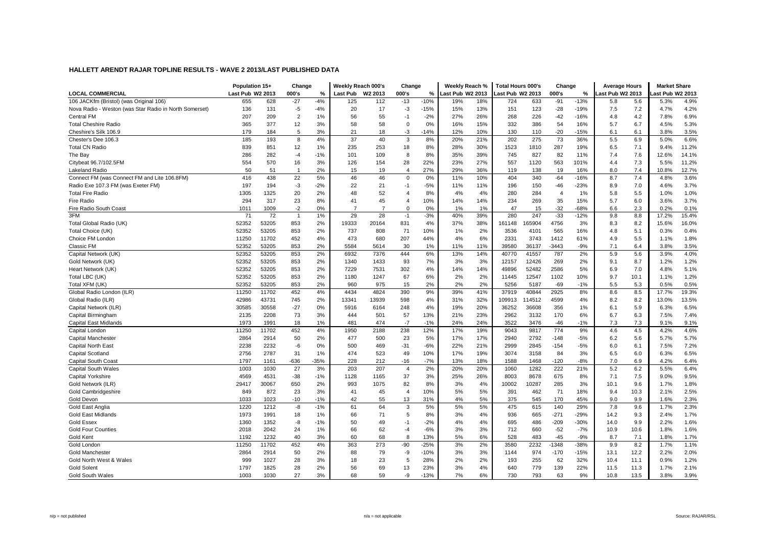**HALLETT ARENDT RAJAR TOPLINE RESULTS - WAVE 2 2013/LAST PUBLISHED DATA**

| | Population 15+ | | Change | | Weekly Reach 000's | | Change | | Weekly Reach % | | Total Hours 000's | | Change | | Average Hours | | Market Share | |
|---|---|---|---|---|---|---|---|---|---|---|---|---|---|---|---|---|---|---|
| LOCAL COMMERCIAL | Last Pub | W2 2013 | 000's | % | Last Pub | W2 2013 | 000's | % | Last Pub | W2 2013 | Last Pub | W2 2013 | 000's | % | Last Pub | W2 2013 | Last Pub | W2 2013 |
| 106 JACKfm (Bristol) (was Original 106) | 655 | 628 | -27 | -4% | 125 | 112 | -13 | -10% | 19% | 18% | 724 | 633 | -91 | -13% | 5.8 | 5.6 | 5.3% | 4.9% |
| Nova Radio - Weston (was Star Radio in North Somerset) | 136 | 131 | -5 | -4% | 20 | 17 | -3 | -15% | 15% | 13% | 151 | 123 | -28 | -19% | 7.5 | 7.2 | 4.7% | 4.2% |
| Central FM | 207 | 209 | 2 | 1% | 56 | 55 | -1 | -2% | 27% | 26% | 268 | 226 | -42 | -16% | 4.8 | 4.2 | 7.8% | 6.9% |
| Total Cheshire Radio | 365 | 377 | 12 | 3% | 58 | 58 | 0 | 0% | 16% | 15% | 332 | 386 | 54 | 16% | 5.7 | 6.7 | 4.5% | 5.3% |
| Cheshire's Silk 106.9 | 179 | 184 | 5 | 3% | 21 | 18 | -3 | -14% | 12% | 10% | 130 | 110 | -20 | -15% | 6.1 | 6.1 | 3.8% | 3.5% |
| Chester's Dee 106.3 | 185 | 193 | 8 | 4% | 37 | 40 | 3 | 8% | 20% | 21% | 202 | 275 | 73 | 36% | 5.5 | 6.9 | 5.0% | 6.6% |
| Total CN Radio | 839 | 851 | 12 | 1% | 235 | 253 | 18 | 8% | 28% | 30% | 1523 | 1810 | 287 | 19% | 6.5 | 7.1 | 9.4% | 11.2% |
| The Bay | 286 | 282 | -4 | -1% | 101 | 109 | 8 | 8% | 35% | 39% | 745 | 827 | 82 | 11% | 7.4 | 7.6 | 12.6% | 14.1% |
| Citybeat 96.7/102.5FM | 554 | 570 | 16 | 3% | 126 | 154 | 28 | 22% | 23% | 27% | 557 | 1120 | 563 | 101% | 4.4 | 7.3 | 5.5% | 11.2% |
| Lakeland Radio | 50 | 51 | 1 | 2% | 15 | 19 | 4 | 27% | 29% | 36% | 119 | 138 | 19 | 16% | 8.0 | 7.4 | 10.8% | 12.7% |
| Connect FM (was Connect FM and Lite 106.8FM) | 416 | 438 | 22 | 5% | 46 | 46 | 0 | 0% | 11% | 10% | 404 | 340 | -64 | -16% | 8.7 | 7.4 | 4.8% | 3.6% |
| Radio Exe 107.3 FM (was Exeter FM) | 197 | 194 | -3 | -2% | 22 | 21 | -1 | -5% | 11% | 11% | 196 | 150 | -46 | -23% | 8.9 | 7.0 | 4.6% | 3.7% |
| Total Fire Radio | 1305 | 1325 | 20 | 2% | 48 | 52 | 4 | 8% | 4% | 4% | 280 | 284 | 4 | 1% | 5.8 | 5.5 | 1.0% | 1.0% |
| Fire Radio | 294 | 317 | 23 | 8% | 41 | 45 | 4 | 10% | 14% | 14% | 234 | 269 | 35 | 15% | 5.7 | 6.0 | 3.6% | 3.7% |
| Fire Radio South Coast | 1011 | 1009 | -2 | 0% | 7 | 7 | 0 | 0% | 1% | 1% | 47 | 15 | -32 | -68% | 6.6 | 2.3 | 0.2% | 0.1% |
| 3FM | 71 | 72 | 1 | 1% | 29 | 28 | -1 | -3% | 40% | 39% | 280 | 247 | -33 | -12% | 9.8 | 8.8 | 17.2% | 15.4% |
| Total Global Radio (UK) | 52352 | 53205 | 853 | 2% | 19333 | 20164 | 831 | 4% | 37% | 38% | 161148 | 165904 | 4756 | 3% | 8.3 | 8.2 | 15.6% | 16.0% |
| Total Choice (UK) | 52352 | 53205 | 853 | 2% | 737 | 808 | 71 | 10% | 1% | 2% | 3536 | 4101 | 565 | 16% | 4.8 | 5.1 | 0.3% | 0.4% |
| Choice FM London | 11250 | 11702 | 452 | 4% | 473 | 680 | 207 | 44% | 4% | 6% | 2331 | 3743 | 1412 | 61% | 4.9 | 5.5 | 1.1% | 1.8% |
| Classic FM | 52352 | 53205 | 853 | 2% | 5584 | 5614 | 30 | 1% | 11% | 11% | 39580 | 36137 | -3443 | -9% | 7.1 | 6.4 | 3.8% | 3.5% |
| Capital Network (UK) | 52352 | 53205 | 853 | 2% | 6932 | 7376 | 444 | 6% | 13% | 14% | 40770 | 41557 | 787 | 2% | 5.9 | 5.6 | 3.9% | 4.0% |
| Gold Network (UK) | 52352 | 53205 | 853 | 2% | 1340 | 1433 | 93 | 7% | 3% | 3% | 12157 | 12426 | 269 | 2% | 9.1 | 8.7 | 1.2% | 1.2% |
| Heart Network (UK) | 52352 | 53205 | 853 | 2% | 7229 | 7531 | 302 | 4% | 14% | 14% | 49896 | 52482 | 2586 | 5% | 6.9 | 7.0 | 4.8% | 5.1% |
| Total LBC (UK) | 52352 | 53205 | 853 | 2% | 1180 | 1247 | 67 | 6% | 2% | 2% | 11445 | 12547 | 1102 | 10% | 9.7 | 10.1 | 1.1% | 1.2% |
| Total XFM (UK) | 52352 | 53205 | 853 | 2% | 960 | 975 | 15 | 2% | 2% | 2% | 5256 | 5187 | -69 | -1% | 5.5 | 5.3 | 0.5% | 0.5% |
| Global Radio London (ILR) | 11250 | 11702 | 452 | 4% | 4434 | 4824 | 390 | 9% | 39% | 41% | 37919 | 40844 | 2925 | 8% | 8.6 | 8.5 | 17.7% | 19.3% |
| Global Radio (ILR) | 42986 | 43731 | 745 | 2% | 13341 | 13939 | 598 | 4% | 31% | 32% | 109913 | 114512 | 4599 | 4% | 8.2 | 8.2 | 13.0% | 13.5% |
| Capital Network (ILR) | 30585 | 30558 | -27 | 0% | 5916 | 6164 | 248 | 4% | 19% | 20% | 36252 | 36608 | 356 | 1% | 6.1 | 5.9 | 6.3% | 6.5% |
| Capital Birmingham | 2135 | 2208 | 73 | 3% | 444 | 501 | 57 | 13% | 21% | 23% | 2962 | 3132 | 170 | 6% | 6.7 | 6.3 | 7.5% | 7.4% |
| Capital East Midlands | 1973 | 1991 | 18 | 1% | 481 | 474 | -7 | -1% | 24% | 24% | 3522 | 3476 | -46 | -1% | 7.3 | 7.3 | 9.1% | 9.1% |
| Capital London | 11250 | 11702 | 452 | 4% | 1950 | 2188 | 238 | 12% | 17% | 19% | 9043 | 9817 | 774 | 9% | 4.6 | 4.5 | 4.2% | 4.6% |
| Capital Manchester | 2864 | 2914 | 50 | 2% | 477 | 500 | 23 | 5% | 17% | 17% | 2940 | 2792 | -148 | -5% | 6.2 | 5.6 | 5.7% | 5.7% |
| Capital North East | 2238 | 2232 | -6 | 0% | 500 | 469 | -31 | -6% | 22% | 21% | 2999 | 2845 | -154 | -5% | 6.0 | 6.1 | 7.5% | 7.2% |
| Capital Scotland | 2756 | 2787 | 31 | 1% | 474 | 523 | 49 | 10% | 17% | 19% | 3074 | 3158 | 84 | 3% | 6.5 | 6.0 | 6.3% | 6.5% |
| Capital South Coast | 1797 | 1161 | -636 | -35% | 228 | 212 | -16 | -7% | 13% | 18% | 1588 | 1468 | -120 | -8% | 7.0 | 6.9 | 4.2% | 6.4% |
| Capital South Wales | 1003 | 1030 | 27 | 3% | 203 | 207 | 4 | 2% | 20% | 20% | 1060 | 1282 | 222 | 21% | 5.2 | 6.2 | 5.5% | 6.4% |
| Capital Yorkshire | 4569 | 4531 | -38 | -1% | 1128 | 1165 | 37 | 3% | 25% | 26% | 8003 | 8678 | 675 | 8% | 7.1 | 7.5 | 9.0% | 9.5% |
| Gold Network (ILR) | 29417 | 30067 | 650 | 2% | 993 | 1075 | 82 | 8% | 3% | 4% | 10002 | 10287 | 285 | 3% | 10.1 | 9.6 | 1.7% | 1.8% |
| Gold Cambridgeshire | 849 | 872 | 23 | 3% | 41 | 45 | 4 | 10% | 5% | 5% | 391 | 462 | 71 | 18% | 9.4 | 10.3 | 2.1% | 2.5% |
| Gold Devon | 1033 | 1023 | -10 | -1% | 42 | 55 | 13 | 31% | 4% | 5% | 375 | 545 | 170 | 45% | 9.0 | 9.9 | 1.6% | 2.3% |
| Gold East Anglia | 1220 | 1212 | -8 | -1% | 61 | 64 | 3 | 5% | 5% | 5% | 475 | 615 | 140 | 29% | 7.8 | 9.6 | 1.7% | 2.3% |
| Gold East Midlands | 1973 | 1991 | 18 | 1% | 66 | 71 | 5 | 8% | 3% | 4% | 936 | 665 | -271 | -29% | 14.2 | 9.3 | 2.4% | 1.7% |
| Gold Essex | 1360 | 1352 | -8 | -1% | 50 | 49 | -1 | -2% | 4% | 4% | 695 | 486 | -209 | -30% | 14.0 | 9.9 | 2.2% | 1.6% |
| Gold Four Counties | 2018 | 2042 | 24 | 1% | 66 | 62 | -4 | -6% | 3% | 3% | 712 | 660 | -52 | -7% | 10.9 | 10.6 | 1.8% | 1.6% |
| Gold Kent | 1192 | 1232 | 40 | 3% | 60 | 68 | 8 | 13% | 5% | 6% | 528 | 483 | -45 | -9% | 8.7 | 7.1 | 1.8% | 1.7% |
| Gold London | 11250 | 11702 | 452 | 4% | 363 | 273 | -90 | -25% | 3% | 2% | 3580 | 2232 | -1348 | -38% | 9.9 | 8.2 | 1.7% | 1.1% |
| Gold Manchester | 2864 | 2914 | 50 | 2% | 88 | 79 | -9 | -10% | 3% | 3% | 1144 | 974 | -170 | -15% | 13.1 | 12.2 | 2.2% | 2.0% |
| Gold North West & Wales | 999 | 1027 | 28 | 3% | 18 | 23 | 5 | 28% | 2% | 2% | 193 | 255 | 62 | 32% | 10.4 | 11.1 | 0.9% | 1.2% |
| Gold Solent | 1797 | 1825 | 28 | 2% | 56 | 69 | 13 | 23% | 3% | 4% | 640 | 779 | 139 | 22% | 11.5 | 11.3 | 1.7% | 2.1% |
| Gold South Wales | 1003 | 1030 | 27 | 3% | 68 | 59 | -9 | -13% | 7% | 6% | 730 | 793 | 63 | 9% | 10.8 | 13.5 | 3.8% | 3.9% |

n/p = not published    n/a = not applicable    Source: RAJAR/RSL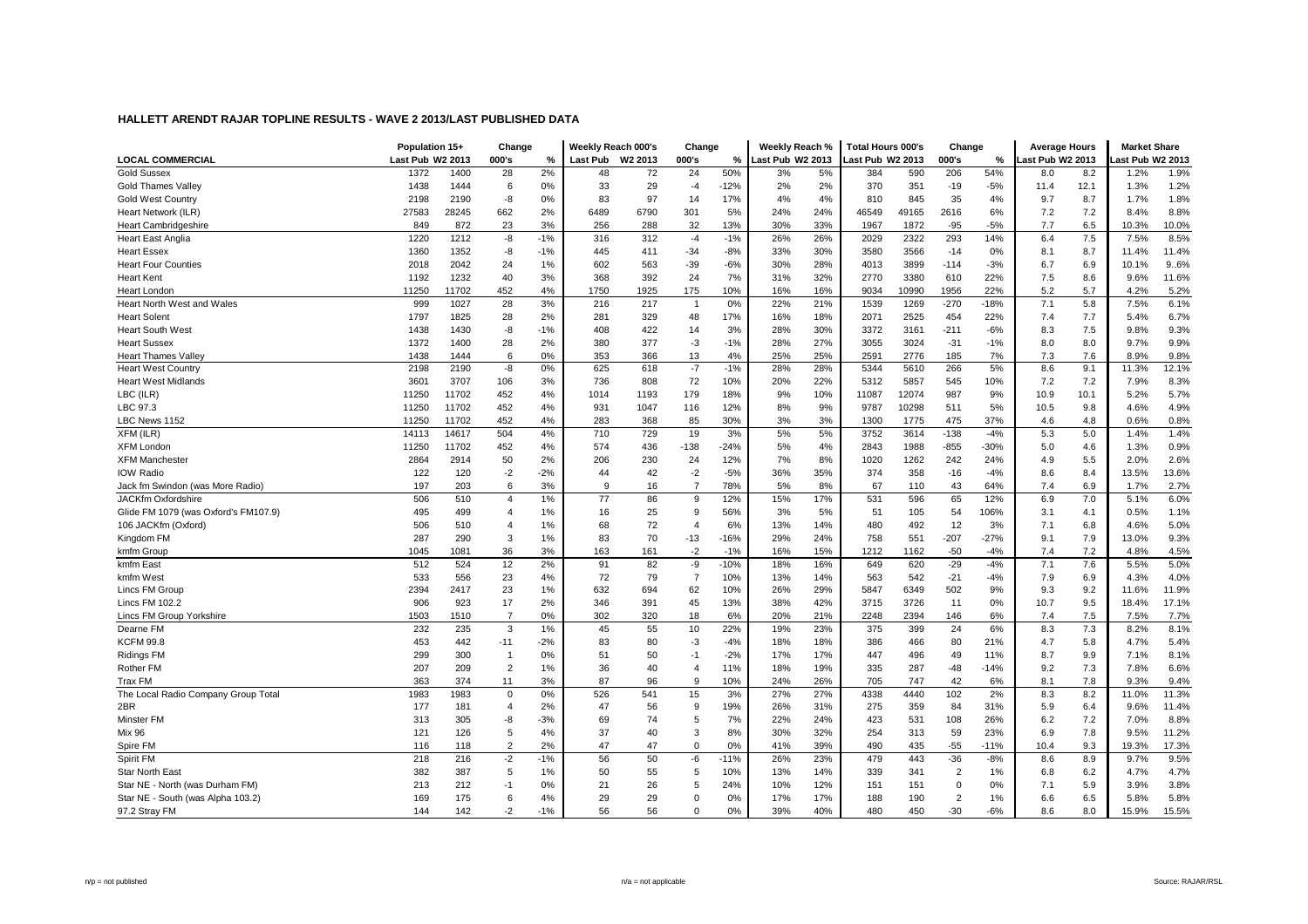# HALLETT ARENDT RAJAR TOPLINE RESULTS - WAVE 2 2013/LAST PUBLISHED DATA

| | Population 15+ | | Change | | Weekly Reach 000's | | Change | | Weekly Reach % | | Total Hours 000's | | Change | | Average Hours | | Market Share | |
|---|---|---|---|---|---|---|---|---|---|---|---|---|---|---|---|---|---|---|
| **LOCAL COMMERCIAL** | Last Pub | W2 2013 | 000's | % | Last Pub | W2 2013 | 000's | % | Last Pub | W2 2013 | Last Pub | W2 2013 | 000's | % | Last Pub | W2 2013 | Last Pub | W2 2013 |
| Gold Sussex | 1372 | 1400 | 28 | 2% | 48 | 72 | 24 | 50% | 3% | 5% | 384 | 590 | 206 | 54% | 8.0 | 8.2 | 1.2% | 1.9% |
| Gold Thames Valley | 1438 | 1444 | 6 | 0% | 33 | 29 | -4 | -12% | 2% | 2% | 370 | 351 | -19 | -5% | 11.4 | 12.1 | 1.3% | 1.2% |
| Gold West Country | 2198 | 2190 | -8 | 0% | 83 | 97 | 14 | 17% | 4% | 4% | 810 | 845 | 35 | 4% | 9.7 | 8.7 | 1.7% | 1.8% |
| Heart Network (ILR) | 27583 | 28245 | 662 | 2% | 6489 | 6790 | 301 | 5% | 24% | 24% | 46549 | 49165 | 2616 | 6% | 7.2 | 7.2 | 8.4% | 8.8% |
| Heart Cambridgeshire | 849 | 872 | 23 | 3% | 256 | 288 | 32 | 13% | 30% | 33% | 1967 | 1872 | -95 | -5% | 7.7 | 6.5 | 10.3% | 10.0% |
| Heart East Anglia | 1220 | 1212 | -8 | -1% | 316 | 312 | -4 | -1% | 26% | 26% | 2029 | 2322 | 293 | 14% | 6.4 | 7.5 | 7.5% | 8.5% |
| Heart Essex | 1360 | 1352 | -8 | -1% | 445 | 411 | -34 | -8% | 33% | 30% | 3580 | 3566 | -14 | 0% | 8.1 | 8.7 | 11.4% | 11.4% |
| Heart Four Counties | 2018 | 2042 | 24 | 1% | 602 | 563 | -39 | -6% | 30% | 28% | 4013 | 3899 | -114 | -3% | 6.7 | 6.9 | 10.1% | 9..6% |
| Heart Kent | 1192 | 1232 | 40 | 3% | 368 | 392 | 24 | 7% | 31% | 32% | 2770 | 3380 | 610 | 22% | 7.5 | 8.6 | 9.6% | 11.6% |
| Heart London | 11250 | 11702 | 452 | 4% | 1750 | 1925 | 175 | 10% | 16% | 16% | 9034 | 10990 | 1956 | 22% | 5.2 | 5.7 | 4.2% | 5.2% |
| Heart North West and Wales | 999 | 1027 | 28 | 3% | 216 | 217 | 1 | 0% | 22% | 21% | 1539 | 1269 | -270 | -18% | 7.1 | 5.8 | 7.5% | 6.1% |
| Heart Solent | 1797 | 1825 | 28 | 2% | 281 | 329 | 48 | 17% | 16% | 18% | 2071 | 2525 | 454 | 22% | 7.4 | 7.7 | 5.4% | 6.7% |
| Heart South West | 1438 | 1430 | -8 | -1% | 408 | 422 | 14 | 3% | 28% | 30% | 3372 | 3161 | -211 | -6% | 8.3 | 7.5 | 9.8% | 9.3% |
| Heart Sussex | 1372 | 1400 | 28 | 2% | 380 | 377 | -3 | -1% | 28% | 27% | 3055 | 3024 | -31 | -1% | 8.0 | 8.0 | 9.7% | 9.9% |
| Heart Thames Valley | 1438 | 1444 | 6 | 0% | 353 | 366 | 13 | 4% | 25% | 25% | 2591 | 2776 | 185 | 7% | 7.3 | 7.6 | 8.9% | 9.8% |
| Heart West Country | 2198 | 2190 | -8 | 0% | 625 | 618 | -7 | -1% | 28% | 28% | 5344 | 5610 | 266 | 5% | 8.6 | 9.1 | 11.3% | 12.1% |
| Heart West Midlands | 3601 | 3707 | 106 | 3% | 736 | 808 | 72 | 10% | 20% | 22% | 5312 | 5857 | 545 | 10% | 7.2 | 7.2 | 7.9% | 8.3% |
| LBC (ILR) | 11250 | 11702 | 452 | 4% | 1014 | 1193 | 179 | 18% | 9% | 10% | 11087 | 12074 | 987 | 9% | 10.9 | 10.1 | 5.2% | 5.7% |
| LBC 97.3 | 11250 | 11702 | 452 | 4% | 931 | 1047 | 116 | 12% | 8% | 9% | 9787 | 10298 | 511 | 5% | 10.5 | 9.8 | 4.6% | 4.9% |
| LBC News 1152 | 11250 | 11702 | 452 | 4% | 283 | 368 | 85 | 30% | 3% | 3% | 1300 | 1775 | 475 | 37% | 4.6 | 4.8 | 0.6% | 0.8% |
| XFM (ILR) | 14113 | 14617 | 504 | 4% | 710 | 729 | 19 | 3% | 5% | 5% | 3752 | 3614 | -138 | -4% | 5.3 | 5.0 | 1.4% | 1.4% |
| XFM London | 11250 | 11702 | 452 | 4% | 574 | 436 | -138 | -24% | 5% | 4% | 2843 | 1988 | -855 | -30% | 5.0 | 4.6 | 1.3% | 0.9% |
| XFM Manchester | 2864 | 2914 | 50 | 2% | 206 | 230 | 24 | 12% | 7% | 8% | 1020 | 1262 | 242 | 24% | 4.9 | 5.5 | 2.0% | 2.6% |
| IOW Radio | 122 | 120 | -2 | -2% | 44 | 42 | -2 | -5% | 36% | 35% | 374 | 358 | -16 | -4% | 8.6 | 8.4 | 13.5% | 13.6% |
| Jack fm Swindon (was More Radio) | 197 | 203 | 6 | 3% | 9 | 16 | 7 | 78% | 5% | 8% | 67 | 110 | 43 | 64% | 7.4 | 6.9 | 1.7% | 2.7% |
| JACKfm Oxfordshire | 506 | 510 | 4 | 1% | 77 | 86 | 9 | 12% | 15% | 17% | 531 | 596 | 65 | 12% | 6.9 | 7.0 | 5.1% | 6.0% |
| Glide FM 1079 (was Oxford's FM107.9) | 495 | 499 | 4 | 1% | 16 | 25 | 9 | 56% | 3% | 5% | 51 | 105 | 54 | 106% | 3.1 | 4.1 | 0.5% | 1.1% |
| 106 JACKfm (Oxford) | 506 | 510 | 4 | 1% | 68 | 72 | 4 | 6% | 13% | 14% | 480 | 492 | 12 | 3% | 7.1 | 6.8 | 4.6% | 5.0% |
| Kingdom FM | 287 | 290 | 3 | 1% | 83 | 70 | -13 | -16% | 29% | 24% | 758 | 551 | -207 | -27% | 9.1 | 7.9 | 13.0% | 9.3% |
| kmfm Group | 1045 | 1081 | 36 | 3% | 163 | 161 | -2 | -1% | 16% | 15% | 1212 | 1162 | -50 | -4% | 7.4 | 7.2 | 4.8% | 4.5% |
| kmfm East | 512 | 524 | 12 | 2% | 91 | 82 | -9 | -10% | 18% | 16% | 649 | 620 | -29 | -4% | 7.1 | 7.6 | 5.5% | 5.0% |
| kmfm West | 533 | 556 | 23 | 4% | 72 | 79 | 7 | 10% | 13% | 14% | 563 | 542 | -21 | -4% | 7.9 | 6.9 | 4.3% | 4.0% |
| Lincs FM Group | 2394 | 2417 | 23 | 1% | 632 | 694 | 62 | 10% | 26% | 29% | 5847 | 6349 | 502 | 9% | 9.3 | 9.2 | 11.6% | 11.9% |
| Lincs FM 102.2 | 906 | 923 | 17 | 2% | 346 | 391 | 45 | 13% | 38% | 42% | 3715 | 3726 | 11 | 0% | 10.7 | 9.5 | 18.4% | 17.1% |
| Lincs FM Group Yorkshire | 1503 | 1510 | 7 | 0% | 302 | 320 | 18 | 6% | 20% | 21% | 2248 | 2394 | 146 | 6% | 7.4 | 7.5 | 7.5% | 7.7% |
| Dearne FM | 232 | 235 | 3 | 1% | 45 | 55 | 10 | 22% | 19% | 23% | 375 | 399 | 24 | 6% | 8.3 | 7.3 | 8.2% | 8.1% |
| KCFM 99.8 | 453 | 442 | -11 | -2% | 83 | 80 | -3 | -4% | 18% | 18% | 386 | 466 | 80 | 21% | 4.7 | 5.8 | 4.7% | 5.4% |
| Ridings FM | 299 | 300 | 1 | 0% | 51 | 50 | -1 | -2% | 17% | 17% | 447 | 496 | 49 | 11% | 8.7 | 9.9 | 7.1% | 8.1% |
| Rother FM | 207 | 209 | 2 | 1% | 36 | 40 | 4 | 11% | 18% | 19% | 335 | 287 | -48 | -14% | 9.2 | 7.3 | 7.8% | 6.6% |
| Trax FM | 363 | 374 | 11 | 3% | 87 | 96 | 9 | 10% | 24% | 26% | 705 | 747 | 42 | 6% | 8.1 | 7.8 | 9.3% | 9.4% |
| The Local Radio Company Group Total | 1983 | 1983 | 0 | 0% | 526 | 541 | 15 | 3% | 27% | 27% | 4338 | 4440 | 102 | 2% | 8.3 | 8.2 | 11.0% | 11.3% |
| 2BR | 177 | 181 | 4 | 2% | 47 | 56 | 9 | 19% | 26% | 31% | 275 | 359 | 84 | 31% | 5.9 | 6.4 | 9.6% | 11.4% |
| Minster FM | 313 | 305 | -8 | -3% | 69 | 74 | 5 | 7% | 22% | 24% | 423 | 531 | 108 | 26% | 6.2 | 7.2 | 7.0% | 8.8% |
| Mix 96 | 121 | 126 | 5 | 4% | 37 | 40 | 3 | 8% | 30% | 32% | 254 | 313 | 59 | 23% | 6.9 | 7.8 | 9.5% | 11.2% |
| Spire FM | 116 | 118 | 2 | 2% | 47 | 47 | 0 | 0% | 41% | 39% | 490 | 435 | -55 | -11% | 10.4 | 9.3 | 19.3% | 17.3% |
| Spirit FM | 218 | 216 | -2 | -1% | 56 | 50 | -6 | -11% | 26% | 23% | 479 | 443 | -36 | -8% | 8.6 | 8.9 | 9.7% | 9.5% |
| Star North East | 382 | 387 | 5 | 1% | 50 | 55 | 5 | 10% | 13% | 14% | 339 | 341 | 2 | 1% | 6.8 | 6.2 | 4.7% | 4.7% |
| Star NE - North (was Durham FM) | 213 | 212 | -1 | 0% | 21 | 26 | 5 | 24% | 10% | 12% | 151 | 151 | 0 | 0% | 7.1 | 5.9 | 3.9% | 3.8% |
| Star NE - South (was Alpha 103.2) | 169 | 175 | 6 | 4% | 29 | 29 | 0 | 0% | 17% | 17% | 188 | 190 | 2 | 1% | 6.6 | 6.5 | 5.8% | 5.8% |
| 97.2 Stray FM | 144 | 142 | -2 | -1% | 56 | 56 | 0 | 0% | 39% | 40% | 480 | 450 | -30 | -6% | 8.6 | 8.0 | 15.9% | 15.5% |

n/p = not published | n/a = not applicable | Source: RAJAR/RSL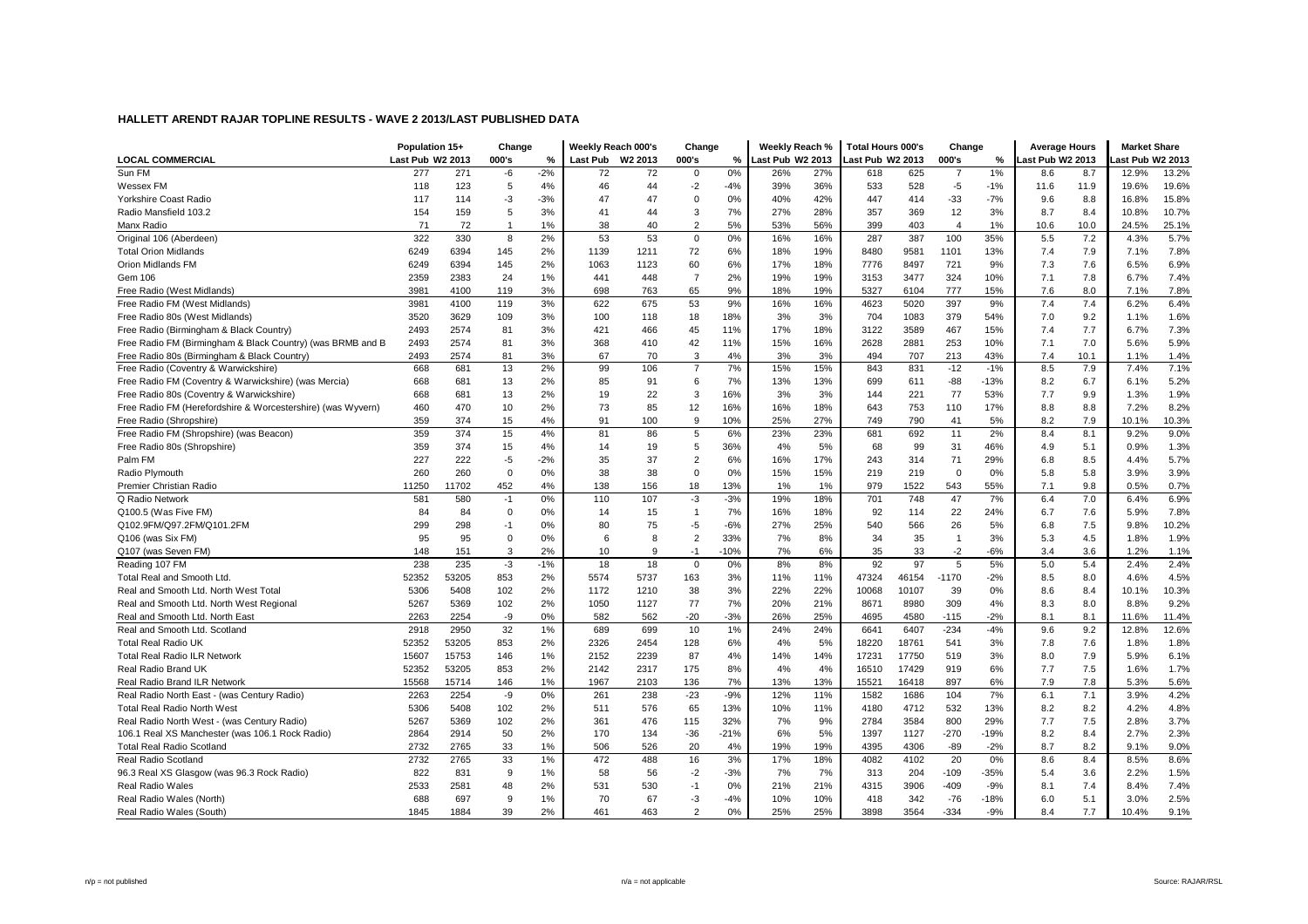# HALLETT ARENDT RAJAR TOPLINE RESULTS - WAVE 2 2013/LAST PUBLISHED DATA

| | Population 15+ | | Change | | Weekly Reach 000's | | Change | | Weekly Reach % | | Total Hours 000's | | Change | | Average Hours | | Market Share | |
|---|---|---|---|---|---|---|---|---|---|---|---|---|---|---|---|---|---|---|
| **LOCAL COMMERCIAL** | Last Pub | W2 2013 | 000's | % | Last Pub | W2 2013 | 000's | % | Last Pub | W2 2013 | Last Pub | W2 2013 | 000's | % | Last Pub | W2 2013 | Last Pub | W2 2013 |
| Sun FM | 277 | 271 | -6 | -2% | 72 | 72 | 0 | 0% | 26% | 27% | 618 | 625 | 7 | 1% | 8.6 | 8.7 | 12.9% | 13.2% |
| Wessex FM | 118 | 123 | 5 | 4% | 46 | 44 | -2 | -4% | 39% | 36% | 533 | 528 | -5 | -1% | 11.6 | 11.9 | 19.6% | 19.6% |
| Yorkshire Coast Radio | 117 | 114 | -3 | -3% | 47 | 47 | 0 | 0% | 40% | 42% | 447 | 414 | -33 | -7% | 9.6 | 8.8 | 16.8% | 15.8% |
| Radio Mansfield 103.2 | 154 | 159 | 5 | 3% | 41 | 44 | 3 | 7% | 27% | 28% | 357 | 369 | 12 | 3% | 8.7 | 8.4 | 10.8% | 10.7% |
| Manx Radio | 71 | 72 | 1 | 1% | 38 | 40 | 2 | 5% | 53% | 56% | 399 | 403 | 4 | 1% | 10.6 | 10.0 | 24.5% | 25.1% |
| Original 106 (Aberdeen) | 322 | 330 | 8 | 2% | 53 | 53 | 0 | 0% | 16% | 16% | 287 | 387 | 100 | 35% | 5.5 | 7.2 | 4.3% | 5.7% |
| Total Orion Midlands | 6249 | 6394 | 145 | 2% | 1139 | 1211 | 72 | 6% | 18% | 19% | 8480 | 9581 | 1101 | 13% | 7.4 | 7.9 | 7.1% | 7.8% |
| Orion Midlands FM | 6249 | 6394 | 145 | 2% | 1063 | 1123 | 60 | 6% | 17% | 18% | 7776 | 8497 | 721 | 9% | 7.3 | 7.6 | 6.5% | 6.9% |
| Gem 106 | 2359 | 2383 | 24 | 1% | 441 | 448 | 7 | 2% | 19% | 19% | 3153 | 3477 | 324 | 10% | 7.1 | 7.8 | 6.7% | 7.4% |
| Free Radio (West Midlands) | 3981 | 4100 | 119 | 3% | 698 | 763 | 65 | 9% | 18% | 19% | 5327 | 6104 | 777 | 15% | 7.6 | 8.0 | 7.1% | 7.8% |
| Free Radio FM (West Midlands) | 3981 | 4100 | 119 | 3% | 622 | 675 | 53 | 9% | 16% | 16% | 4623 | 5020 | 397 | 9% | 7.4 | 7.4 | 6.2% | 6.4% |
| Free Radio 80s (West Midlands) | 3520 | 3629 | 109 | 3% | 100 | 118 | 18 | 18% | 3% | 3% | 704 | 1083 | 379 | 54% | 7.0 | 9.2 | 1.1% | 1.6% |
| Free Radio (Birmingham & Black Country) | 2493 | 2574 | 81 | 3% | 421 | 466 | 45 | 11% | 17% | 18% | 3122 | 3589 | 467 | 15% | 7.4 | 7.7 | 6.7% | 7.3% |
| Free Radio FM (Birmingham & Black Country) (was BRMB and B | 2493 | 2574 | 81 | 3% | 368 | 410 | 42 | 11% | 15% | 16% | 2628 | 2881 | 253 | 10% | 7.1 | 7.0 | 5.6% | 5.9% |
| Free Radio 80s (Birmingham & Black Country) | 2493 | 2574 | 81 | 3% | 67 | 70 | 3 | 4% | 3% | 3% | 494 | 707 | 213 | 43% | 7.4 | 10.1 | 1.1% | 1.4% |
| Free Radio (Coventry & Warwickshire) | 668 | 681 | 13 | 2% | 99 | 106 | 7 | 7% | 15% | 15% | 843 | 831 | -12 | -1% | 8.5 | 7.9 | 7.4% | 7.1% |
| Free Radio FM (Coventry & Warwickshire) (was Mercia) | 668 | 681 | 13 | 2% | 85 | 91 | 6 | 7% | 13% | 13% | 699 | 611 | -88 | -13% | 8.2 | 6.7 | 6.1% | 5.2% |
| Free Radio 80s (Coventry & Warwickshire) | 668 | 681 | 13 | 2% | 19 | 22 | 3 | 16% | 3% | 3% | 144 | 221 | 77 | 53% | 7.7 | 9.9 | 1.3% | 1.9% |
| Free Radio FM (Herefordshire & Worcestershire) (was Wyvern) | 460 | 470 | 10 | 2% | 73 | 85 | 12 | 16% | 16% | 18% | 643 | 753 | 110 | 17% | 8.8 | 8.8 | 7.2% | 8.2% |
| Free Radio (Shropshire) | 359 | 374 | 15 | 4% | 91 | 100 | 9 | 10% | 25% | 27% | 749 | 790 | 41 | 5% | 8.2 | 7.9 | 10.1% | 10.3% |
| Free Radio FM (Shropshire) (was Beacon) | 359 | 374 | 15 | 4% | 81 | 86 | 5 | 6% | 23% | 23% | 681 | 692 | 11 | 2% | 8.4 | 8.1 | 9.2% | 9.0% |
| Free Radio 80s (Shropshire) | 359 | 374 | 15 | 4% | 14 | 19 | 5 | 36% | 4% | 5% | 68 | 99 | 31 | 46% | 4.9 | 5.1 | 0.9% | 1.3% |
| Palm FM | 227 | 222 | -5 | -2% | 35 | 37 | 2 | 6% | 16% | 17% | 243 | 314 | 71 | 29% | 6.8 | 8.5 | 4.4% | 5.7% |
| Radio Plymouth | 260 | 260 | 0 | 0% | 38 | 38 | 0 | 0% | 15% | 15% | 219 | 219 | 0 | 0% | 5.8 | 5.8 | 3.9% | 3.9% |
| Premier Christian Radio | 11250 | 11702 | 452 | 4% | 138 | 156 | 18 | 13% | 1% | 1% | 979 | 1522 | 543 | 55% | 7.1 | 9.8 | 0.5% | 0.7% |
| Q Radio Network | 581 | 580 | -1 | 0% | 110 | 107 | -3 | -3% | 19% | 18% | 701 | 748 | 47 | 7% | 6.4 | 7.0 | 6.4% | 6.9% |
| Q100.5 (Was Five FM) | 84 | 84 | 0 | 0% | 14 | 15 | 1 | 7% | 16% | 18% | 92 | 114 | 22 | 24% | 6.7 | 7.6 | 5.9% | 7.8% |
| Q102.9FM/Q97.2FM/Q101.2FM | 299 | 298 | -1 | 0% | 80 | 75 | -5 | -6% | 27% | 25% | 540 | 566 | 26 | 5% | 6.8 | 7.5 | 9.8% | 10.2% |
| Q106 (was Six FM) | 95 | 95 | 0 | 0% | 6 | 8 | 2 | 33% | 7% | 8% | 34 | 35 | 1 | 3% | 5.3 | 4.5 | 1.8% | 1.9% |
| Q107 (was Seven FM) | 148 | 151 | 3 | 2% | 10 | 9 | -1 | -10% | 7% | 6% | 35 | 33 | -2 | -6% | 3.4 | 3.6 | 1.2% | 1.1% |
| Reading 107 FM | 238 | 235 | -3 | -1% | 18 | 18 | 0 | 0% | 8% | 8% | 92 | 97 | 5 | 5% | 5.0 | 5.4 | 2.4% | 2.4% |
| Total Real and Smooth Ltd. | 52352 | 53205 | 853 | 2% | 5574 | 5737 | 163 | 3% | 11% | 11% | 47324 | 46154 | -1170 | -2% | 8.5 | 8.0 | 4.6% | 4.5% |
| Real and Smooth Ltd. North West Total | 5306 | 5408 | 102 | 2% | 1172 | 1210 | 38 | 3% | 22% | 22% | 10068 | 10107 | 39 | 0% | 8.6 | 8.4 | 10.1% | 10.3% |
| Real and Smooth Ltd. North West Regional | 5267 | 5369 | 102 | 2% | 1050 | 1127 | 77 | 7% | 20% | 21% | 8671 | 8980 | 309 | 4% | 8.3 | 8.0 | 8.8% | 9.2% |
| Real and Smooth Ltd. North East | 2263 | 2254 | -9 | 0% | 582 | 562 | -20 | -3% | 26% | 25% | 4695 | 4580 | -115 | -2% | 8.1 | 8.1 | 11.6% | 11.4% |
| Real and Smooth Ltd. Scotland | 2918 | 2950 | 32 | 1% | 689 | 699 | 10 | 1% | 24% | 24% | 6641 | 6407 | -234 | -4% | 9.6 | 9.2 | 12.8% | 12.6% |
| Total Real Radio UK | 52352 | 53205 | 853 | 2% | 2326 | 2454 | 128 | 6% | 4% | 5% | 18220 | 18761 | 541 | 3% | 7.8 | 7.6 | 1.8% | 1.8% |
| Total Real Radio ILR Network | 15607 | 15753 | 146 | 1% | 2152 | 2239 | 87 | 4% | 14% | 14% | 17231 | 17750 | 519 | 3% | 8.0 | 7.9 | 5.9% | 6.1% |
| Real Radio Brand UK | 52352 | 53205 | 853 | 2% | 2142 | 2317 | 175 | 8% | 4% | 4% | 16510 | 17429 | 919 | 6% | 7.7 | 7.5 | 1.6% | 1.7% |
| Real Radio Brand ILR Network | 15568 | 15714 | 146 | 1% | 1967 | 2103 | 136 | 7% | 13% | 13% | 15521 | 16418 | 897 | 6% | 7.9 | 7.8 | 5.3% | 5.6% |
| Real Radio North East - (was Century Radio) | 2263 | 2254 | -9 | 0% | 261 | 238 | -23 | -9% | 12% | 11% | 1582 | 1686 | 104 | 7% | 6.1 | 7.1 | 3.9% | 4.2% |
| Total Real Radio North West | 5306 | 5408 | 102 | 2% | 511 | 576 | 65 | 13% | 10% | 11% | 4180 | 4712 | 532 | 13% | 8.2 | 8.2 | 4.2% | 4.8% |
| Real Radio North West - (was Century Radio) | 5267 | 5369 | 102 | 2% | 361 | 476 | 115 | 32% | 7% | 9% | 2784 | 3584 | 800 | 29% | 7.7 | 7.5 | 2.8% | 3.7% |
| 106.1 Real XS Manchester (was 106.1 Rock Radio) | 2864 | 2914 | 50 | 2% | 170 | 134 | -36 | -21% | 6% | 5% | 1397 | 1127 | -270 | -19% | 8.2 | 8.4 | 2.7% | 2.3% |
| Total Real Radio Scotland | 2732 | 2765 | 33 | 1% | 506 | 526 | 20 | 4% | 19% | 19% | 4395 | 4306 | -89 | -2% | 8.7 | 8.2 | 9.1% | 9.0% |
| Real Radio Scotland | 2732 | 2765 | 33 | 1% | 472 | 488 | 16 | 3% | 17% | 18% | 4082 | 4102 | 20 | 0% | 8.6 | 8.4 | 8.5% | 8.6% |
| 96.3 Real XS Glasgow (was 96.3 Rock Radio) | 822 | 831 | 9 | 1% | 58 | 56 | -2 | -3% | 7% | 7% | 313 | 204 | -109 | -35% | 5.4 | 3.6 | 2.2% | 1.5% |
| Real Radio Wales | 2533 | 2581 | 48 | 2% | 531 | 530 | -1 | 0% | 21% | 21% | 4315 | 3906 | -409 | -9% | 8.1 | 7.4 | 8.4% | 7.4% |
| Real Radio Wales (North) | 688 | 697 | 9 | 1% | 70 | 67 | -3 | -4% | 10% | 10% | 418 | 342 | -76 | -18% | 6.0 | 5.1 | 3.0% | 2.5% |
| Real Radio Wales (South) | 1845 | 1884 | 39 | 2% | 461 | 463 | 2 | 0% | 25% | 25% | 3898 | 3564 | -334 | -9% | 8.4 | 7.7 | 10.4% | 9.1% |

n/p = not published

n/a = not applicable

Source: RAJAR/RSL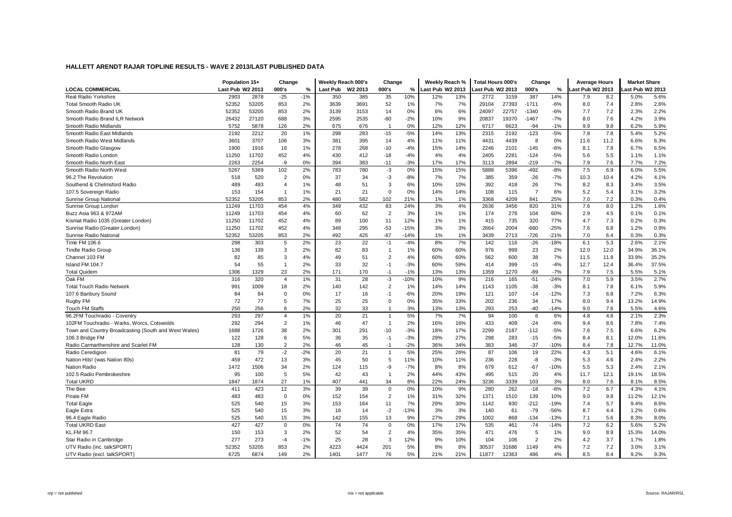## HALLETT ARENDT RAJAR TOPLINE RESULTS - WAVE 2 2013/LAST PUBLISHED DATA

| LOCAL COMMERCIAL | Population 15+ | | Change | | Weekly Reach 000's | | Change | | Weekly Reach % | | Total Hours 000's | | Change | | Average Hours | | Market Share | |
|---|---|---|---|---|---|---|---|---|---|---|---|---|---|---|---|---|---|---|
| | Last Pub | W2 2013 | 000's | % | Last Pub | W2 2013 | 000's | % | Last Pub | W2 2013 | Last Pub | W2 2013 | 000's | % | Last Pub | W2 2013 | Last Pub | W2 2013 |
| Real Radio Yorkshire | 2903 | 2878 | -25 | -1% | 350 | 385 | 35 | 10% | 12% | 13% | 2772 | 3159 | 387 | 14% | 7.9 | 8.2 | 5.0% | 5.6% |
| Total Smooth Radio UK | 52352 | 53205 | 853 | 2% | 3639 | 3691 | 52 | 1% | 7% | 7% | 29104 | 27393 | -1711 | -6% | 8.0 | 7.4 | 2.8% | 2.6% |
| Smooth Radio Brand UK | 52352 | 53205 | 853 | 2% | 3139 | 3153 | 14 | 0% | 6% | 6% | 24097 | 22757 | -1340 | -6% | 7.7 | 7.2 | 2.3% | 2.2% |
| Smooth Radio Brand ILR Network | 26432 | 27120 | 688 | 3% | 2595 | 2535 | -60 | -2% | 10% | 9% | 20837 | 19370 | -1467 | -7% | 8.0 | 7.6 | 4.2% | 3.9% |
| Smooth Radio Midlands | 5752 | 5878 | 126 | 2% | 675 | 676 | 1 | 0% | 12% | 12% | 6717 | 6623 | -94 | -1% | 9.9 | 9.8 | 6.2% | 5.9% |
| Smooth Radio East Midlands | 2192 | 2212 | 20 | 1% | 298 | 283 | -15 | -5% | 14% | 13% | 2315 | 2192 | -123 | -5% | 7.8 | 7.8 | 5.4% | 5.2% |
| Smooth Radio West Midlands | 3601 | 3707 | 106 | 3% | 381 | 395 | 14 | 4% | 11% | 11% | 4431 | 4439 | 8 | 0% | 11.6 | 11.2 | 6.6% | 6.3% |
| Smooth Radio Glasgow | 1900 | 1916 | 16 | 1% | 278 | 268 | -10 | -4% | 15% | 14% | 2246 | 2101 | -145 | -6% | 8.1 | 7.8 | 6.7% | 6.5% |
| Smooth Radio London | 11250 | 11702 | 452 | 4% | 430 | 412 | -18 | -4% | 4% | 4% | 2405 | 2281 | -124 | -5% | 5.6 | 5.5 | 1.1% | 1.1% |
| Smooth Radio North East | 2263 | 2254 | -9 | 0% | 394 | 383 | -11 | -3% | 17% | 17% | 3113 | 2894 | -219 | -7% | 7.9 | 7.6 | 7.7% | 7.2% |
| Smooth Radio North West | 5267 | 5369 | 102 | 2% | 783 | 780 | -3 | 0% | 15% | 15% | 5888 | 5396 | -492 | -8% | 7.5 | 6.9 | 6.0% | 5.5% |
| 96.2 The Revolution | 518 | 520 | 2 | 0% | 37 | 34 | -3 | -8% | 7% | 7% | 385 | 359 | -26 | -7% | 10.3 | 10.4 | 4.2% | 4.1% |
| Southend & Chelmsford Radio | 489 | 493 | 4 | 1% | 48 | 51 | 3 | 6% | 10% | 10% | 392 | 418 | 26 | 7% | 8.2 | 8.3 | 3.4% | 3.5% |
| 107.5 Sovereign Radio | 153 | 154 | 1 | 1% | 21 | 21 | 0 | 0% | 14% | 14% | 108 | 115 | 7 | 6% | 5.2 | 5.4 | 3.1% | 3.2% |
| Sunrise Group National | 52352 | 53205 | 853 | 2% | 480 | 582 | 102 | 21% | 1% | 1% | 3368 | 4209 | 841 | 25% | 7.0 | 7.2 | 0.3% | 0.4% |
| Sunrise Group London | 11249 | 11703 | 454 | 4% | 349 | 432 | 83 | 24% | 3% | 4% | 2636 | 3456 | 820 | 31% | 7.6 | 8.0 | 1.2% | 1.6% |
| Buzz Asia 963 & 972AM | 11249 | 11703 | 454 | 4% | 60 | 62 | 2 | 3% | 1% | 1% | 174 | 278 | 104 | 60% | 2.9 | 4.5 | 0.1% | 0.1% |
| Kismat Radio 1035 (Greater London) | 11250 | 11702 | 452 | 4% | 89 | 100 | 11 | 12% | 1% | 1% | 415 | 735 | 320 | 77% | 4.7 | 7.3 | 0.2% | 0.3% |
| Sunrise Radio (Greater London) | 11250 | 11702 | 452 | 4% | 348 | 295 | -53 | -15% | 3% | 3% | 2664 | 2004 | -660 | -25% | 7.6 | 6.8 | 1.2% | 0.9% |
| Sunrise Radio National | 52352 | 53205 | 853 | 2% | 492 | 425 | -67 | -14% | 1% | 1% | 3439 | 2713 | -726 | -21% | 7.0 | 6.4 | 0.3% | 0.3% |
| Time FM 106.6 | 298 | 303 | 5 | 2% | 23 | 22 | -1 | -4% | 8% | 7% | 142 | 116 | -26 | -18% | 6.1 | 5.3 | 2.6% | 2.1% |
| Tindle Radio Group | 136 | 139 | 3 | 2% | 82 | 83 | 1 | 1% | 60% | 60% | 976 | 999 | 23 | 2% | 12.0 | 12.0 | 34.9% | 36.1% |
| Channel 103 FM | 82 | 85 | 3 | 4% | 49 | 51 | 2 | 4% | 60% | 60% | 562 | 600 | 38 | 7% | 11.5 | 11.8 | 33.9% | 35.2% |
| Island FM 104.7 | 54 | 55 | 1 | 2% | 33 | 32 | -1 | -3% | 60% | 59% | 414 | 399 | -15 | -4% | 12.7 | 12.4 | 36.4% | 37.5% |
| Total Quidem | 1306 | 1329 | 23 | 2% | 171 | 170 | -1 | -1% | 13% | 13% | 1359 | 1270 | -89 | -7% | 7.9 | 7.5 | 5.5% | 5.1% |
| Oak FM | 316 | 320 | 4 | 1% | 31 | 28 | -3 | -10% | 10% | 9% | 216 | 165 | -51 | -24% | 7.0 | 5.9 | 3.5% | 2.7% |
| Total Touch Radio Network | 991 | 1009 | 18 | 2% | 140 | 142 | 2 | 1% | 14% | 14% | 1143 | 1105 | -38 | -3% | 8.1 | 7.8 | 6.1% | 5.9% |
| 107.6 Banbury Sound | 84 | 84 | 0 | 0% | 17 | 16 | -1 | -6% | 20% | 19% | 121 | 107 | -14 | -12% | 7.3 | 6.8 | 7.2% | 6.3% |
| Rugby FM | 72 | 77 | 5 | 7% | 25 | 25 | 0 | 0% | 35% | 33% | 202 | 236 | 34 | 17% | 8.0 | 9.4 | 13.2% | 14.9% |
| Touch FM Staffs | 250 | 256 | 6 | 2% | 32 | 33 | 1 | 3% | 13% | 13% | 293 | 253 | -40 | -14% | 9.0 | 7.6 | 5.5% | 4.6% |
| 96.2FM Touchradio - Coventry | 293 | 297 | 4 | 1% | 20 | 21 | 1 | 5% | 7% | 7% | 94 | 100 | 6 | 6% | 4.8 | 4.8 | 2.1% | 2.3% |
| 102FM Touchradio - Warks, Worcs, Cotswolds | 292 | 294 | 2 | 1% | 46 | 47 | 1 | 2% | 16% | 16% | 433 | 409 | -24 | -6% | 9.4 | 8.6 | 7.8% | 7.4% |
| Town and Country Broadcasting (South and West Wales) | 1688 | 1726 | 38 | 2% | 301 | 291 | -10 | -3% | 18% | 17% | 2299 | 2187 | -112 | -5% | 7.6 | 7.5 | 6.6% | 6.2% |
| 106.3 Bridge FM | 122 | 128 | 6 | 5% | 36 | 35 | -1 | -3% | 29% | 27% | 298 | 283 | -15 | -5% | 8.4 | 8.1 | 12.0% | 11.6% |
| Radio Carmarthenshire and Scarlet FM | 128 | 130 | 2 | 2% | 46 | 45 | -1 | -2% | 36% | 34% | 383 | 346 | -37 | -10% | 8.4 | 7.8 | 12.7% | 11.0% |
| Radio Ceredigion | 81 | 79 | -2 | -2% | 20 | 21 | 1 | 5% | 25% | 26% | 87 | 106 | 19 | 22% | 4.3 | 5.1 | 4.6% | 6.1% |
| Nation Hits! (was Nation 80s) | 459 | 472 | 13 | 3% | 45 | 50 | 5 | 11% | 10% | 11% | 236 | 228 | -8 | -3% | 5.3 | 4.6 | 2.4% | 2.2% |
| Nation Radio | 1472 | 1506 | 34 | 2% | 124 | 115 | -9 | -7% | 8% | 8% | 679 | 612 | -67 | -10% | 5.5 | 5.3 | 2.4% | 2.1% |
| 102.5 Radio Pembrokeshire | 95 | 100 | 5 | 5% | 42 | 43 | 1 | 2% | 44% | 43% | 495 | 515 | 20 | 4% | 11.7 | 12.1 | 19.1% | 18.5% |
| Total UKRD | 1847 | 1874 | 27 | 1% | 407 | 441 | 34 | 8% | 22% | 24% | 3236 | 3339 | 103 | 3% | 8.0 | 7.6 | 8.1% | 8.5% |
| The Bee | 411 | 423 | 12 | 3% | 39 | 39 | 0 | 0% | 10% | 9% | 280 | 262 | -18 | -6% | 7.2 | 6.7 | 4.3% | 4.1% |
| Pirate FM | 483 | 483 | 0 | 0% | 152 | 154 | 2 | 1% | 31% | 32% | 1371 | 1510 | 139 | 10% | 9.0 | 9.8 | 11.2% | 12.1% |
| Total Eagle | 525 | 540 | 15 | 3% | 153 | 164 | 11 | 7% | 29% | 30% | 1142 | 930 | -212 | -19% | 7.4 | 5.7 | 9.4% | 8.6% |
| Eagle Extra | 525 | 540 | 15 | 3% | 16 | 14 | -2 | -13% | 3% | 3% | 140 | 61 | -79 | -56% | 8.7 | 4.4 | 1.2% | 0.6% |
| 96.4 Eagle Radio | 525 | 540 | 15 | 3% | 142 | 155 | 13 | 9% | 27% | 29% | 1002 | 868 | -134 | -13% | 7.1 | 5.6 | 8.3% | 8.0% |
| Total UKRD East | 427 | 427 | 0 | 0% | 74 | 74 | 0 | 0% | 17% | 17% | 535 | 461 | -74 | -14% | 7.2 | 6.2 | 5.6% | 5.2% |
| KL.FM 96.7 | 150 | 153 | 3 | 2% | 52 | 54 | 2 | 4% | 35% | 35% | 471 | 476 | 5 | 1% | 9.0 | 8.9 | 15.3% | 14.0% |
| Star Radio in Cambridge | 277 | 273 | -4 | -1% | 25 | 28 | 3 | 12% | 9% | 10% | 104 | 106 | 2 | 2% | 4.2 | 3.7 | 1.7% | 1.8% |
| UTV Radio (inc. talkSPORT) | 52352 | 53205 | 853 | 2% | 4223 | 4424 | 201 | 5% | 8% | 8% | 30537 | 31686 | 1149 | 4% | 7.2 | 7.2 | 3.0% | 3.1% |
| UTV Radio (excl. talkSPORT) | 6725 | 6874 | 149 | 2% | 1401 | 1477 | 76 | 5% | 21% | 21% | 11877 | 12363 | 486 | 4% | 8.5 | 8.4 | 9.2% | 9.3% |

n/p = not published　　　　n/a = not applicable　　　　Source: RAJAR/RSL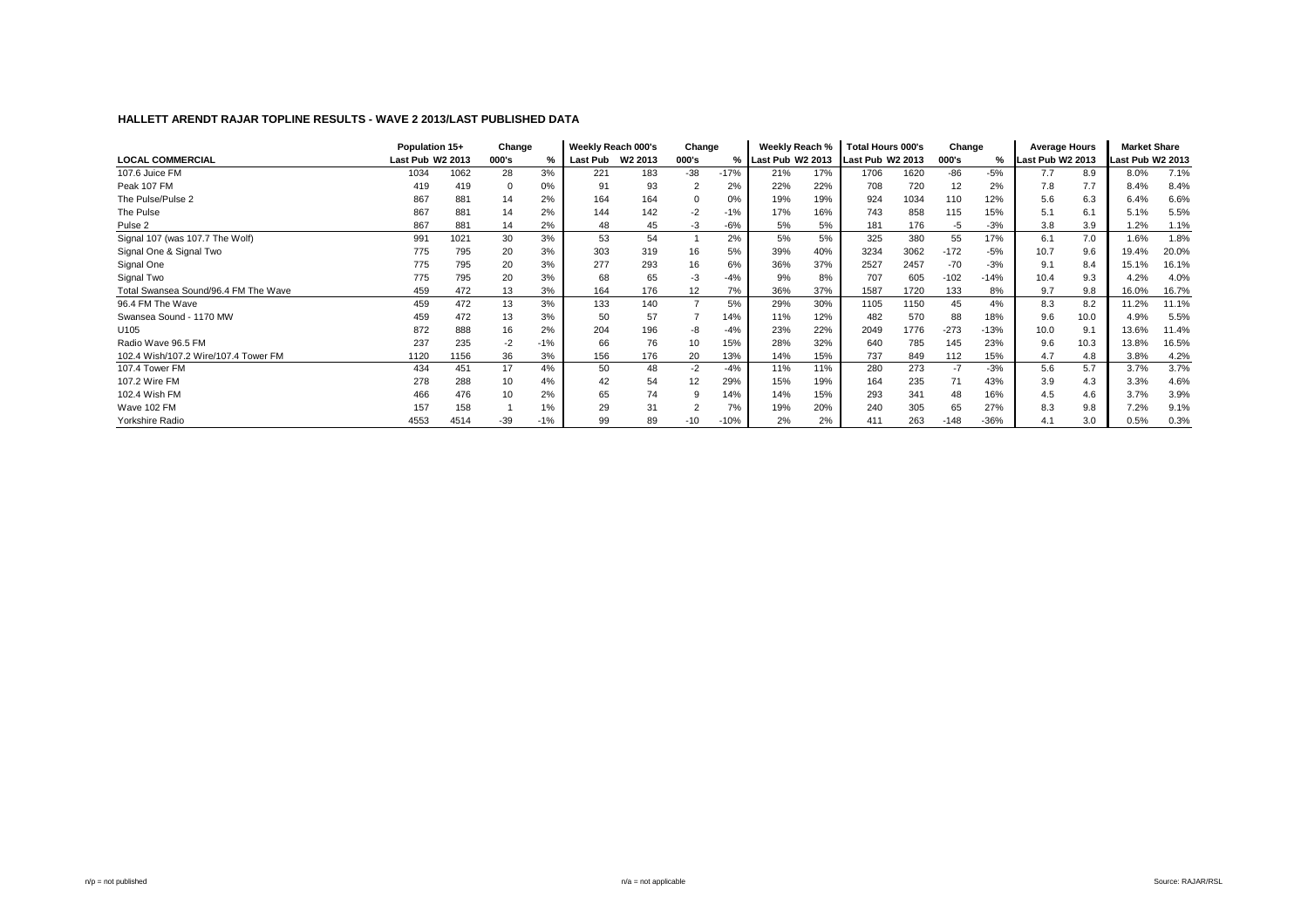## HALLETT ARENDT RAJAR TOPLINE RESULTS - WAVE 2 2013/LAST PUBLISHED DATA

| | Population 15+ | | Change | | Weekly Reach 000's | | Change | | Weekly Reach % | | Total Hours 000's | | Change | | Average Hours | | Market Share | |
|---|---|---|---|---|---|---|---|---|---|---|---|---|---|---|---|---|---|---|
| **LOCAL COMMERCIAL** | Last Pub | W2 2013 | 000's | % | Last Pub | W2 2013 | 000's | % | Last Pub | W2 2013 | Last Pub | W2 2013 | 000's | % | Last Pub | W2 2013 | Last Pub | W2 2013 |
| 107.6 Juice FM | 1034 | 1062 | 28 | 3% | 221 | 183 | -38 | -17% | 21% | 17% | 1706 | 1620 | -86 | -5% | 7.7 | 8.9 | 8.0% | 7.1% |
| Peak 107 FM | 419 | 419 | 0 | 0% | 91 | 93 | 2 | 2% | 22% | 22% | 708 | 720 | 12 | 2% | 7.8 | 7.7 | 8.4% | 8.4% |
| The Pulse/Pulse 2 | 867 | 881 | 14 | 2% | 164 | 164 | 0 | 0% | 19% | 19% | 924 | 1034 | 110 | 12% | 5.6 | 6.3 | 6.4% | 6.6% |
| The Pulse | 867 | 881 | 14 | 2% | 144 | 142 | -2 | -1% | 17% | 16% | 743 | 858 | 115 | 15% | 5.1 | 6.1 | 5.1% | 5.5% |
| Pulse 2 | 867 | 881 | 14 | 2% | 48 | 45 | -3 | -6% | 5% | 5% | 181 | 176 | -5 | -3% | 3.8 | 3.9 | 1.2% | 1.1% |
| Signal 107 (was 107.7 The Wolf) | 991 | 1021 | 30 | 3% | 53 | 54 | 1 | 2% | 5% | 5% | 325 | 380 | 55 | 17% | 6.1 | 7.0 | 1.6% | 1.8% |
| Signal One & Signal Two | 775 | 795 | 20 | 3% | 303 | 319 | 16 | 5% | 39% | 40% | 3234 | 3062 | -172 | -5% | 10.7 | 9.6 | 19.4% | 20.0% |
| Signal One | 775 | 795 | 20 | 3% | 277 | 293 | 16 | 6% | 36% | 37% | 2527 | 2457 | -70 | -3% | 9.1 | 8.4 | 15.1% | 16.1% |
| Signal Two | 775 | 795 | 20 | 3% | 68 | 65 | -3 | -4% | 9% | 8% | 707 | 605 | -102 | -14% | 10.4 | 9.3 | 4.2% | 4.0% |
| Total Swansea Sound/96.4 FM The Wave | 459 | 472 | 13 | 3% | 164 | 176 | 12 | 7% | 36% | 37% | 1587 | 1720 | 133 | 8% | 9.7 | 9.8 | 16.0% | 16.7% |
| 96.4 FM The Wave | 459 | 472 | 13 | 3% | 133 | 140 | 7 | 5% | 29% | 30% | 1105 | 1150 | 45 | 4% | 8.3 | 8.2 | 11.2% | 11.1% |
| Swansea Sound - 1170 MW | 459 | 472 | 13 | 3% | 50 | 57 | 7 | 14% | 11% | 12% | 482 | 570 | 88 | 18% | 9.6 | 10.0 | 4.9% | 5.5% |
| U105 | 872 | 888 | 16 | 2% | 204 | 196 | -8 | -4% | 23% | 22% | 2049 | 1776 | -273 | -13% | 10.0 | 9.1 | 13.6% | 11.4% |
| Radio Wave 96.5 FM | 237 | 235 | -2 | -1% | 66 | 76 | 10 | 15% | 28% | 32% | 640 | 785 | 145 | 23% | 9.6 | 10.3 | 13.8% | 16.5% |
| 102.4 Wish/107.2 Wire/107.4 Tower FM | 1120 | 1156 | 36 | 3% | 156 | 176 | 20 | 13% | 14% | 15% | 737 | 849 | 112 | 15% | 4.7 | 4.8 | 3.8% | 4.2% |
| 107.4 Tower FM | 434 | 451 | 17 | 4% | 50 | 48 | -2 | -4% | 11% | 11% | 280 | 273 | -7 | -3% | 5.6 | 5.7 | 3.7% | 3.7% |
| 107.2 Wire FM | 278 | 288 | 10 | 4% | 42 | 54 | 12 | 29% | 15% | 19% | 164 | 235 | 71 | 43% | 3.9 | 4.3 | 3.3% | 4.6% |
| 102.4 Wish FM | 466 | 476 | 10 | 2% | 65 | 74 | 9 | 14% | 14% | 15% | 293 | 341 | 48 | 16% | 4.5 | 4.6 | 3.7% | 3.9% |
| Wave 102 FM | 157 | 158 | 1 | 1% | 29 | 31 | 2 | 7% | 19% | 20% | 240 | 305 | 65 | 27% | 8.3 | 9.8 | 7.2% | 9.1% |
| Yorkshire Radio | 4553 | 4514 | -39 | -1% | 99 | 89 | -10 | -10% | 2% | 2% | 411 | 263 | -148 | -36% | 4.1 | 3.0 | 0.5% | 0.3% |

n/p = not published

n/a = not applicable

Source: RAJAR/RSL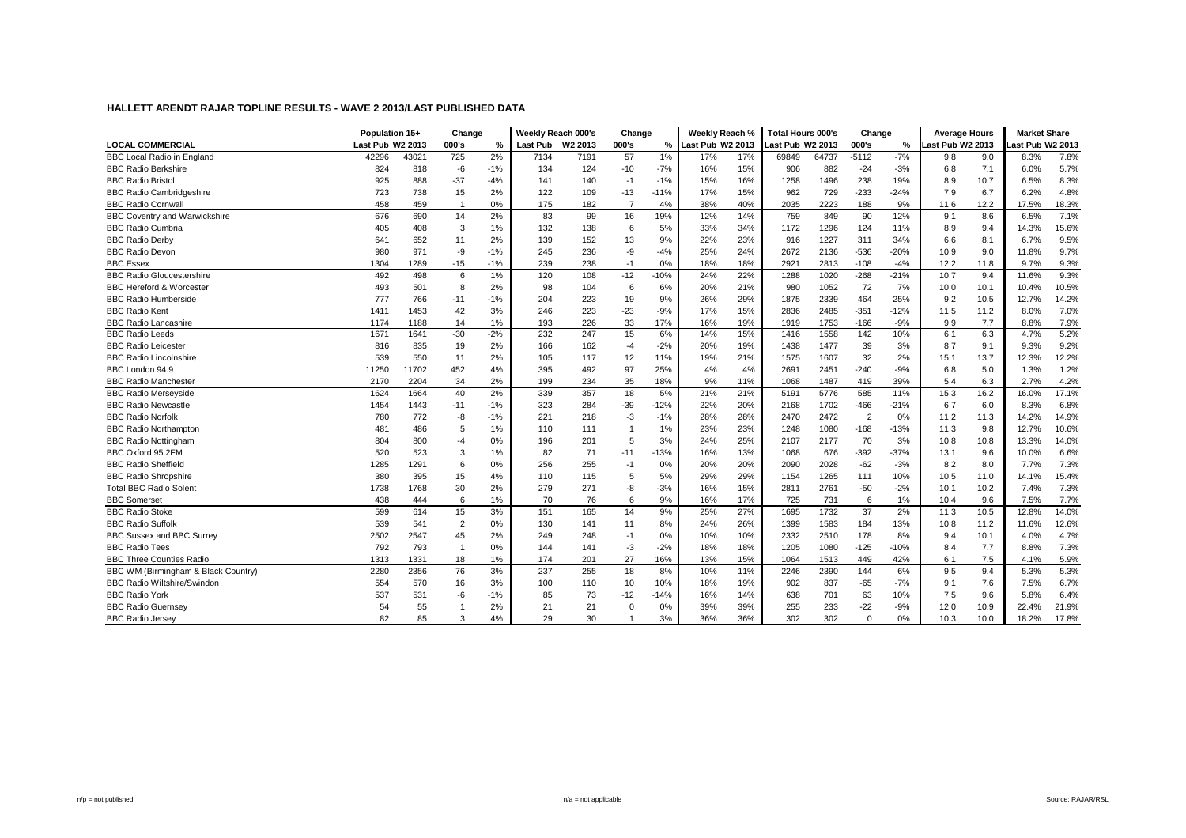## HALLETT ARENDT RAJAR TOPLINE RESULTS - WAVE 2 2013/LAST PUBLISHED DATA

| LOCAL COMMERCIAL | Population 15+ | | Change | | Weekly Reach 000's | | Change | | Weekly Reach % | | Total Hours 000's | | Change | | Average Hours | | Market Share | |
|---|---|---|---|---|---|---|---|---|---|---|---|---|---|---|---|---|---|---|
| | Last Pub | W2 2013 | 000's | % | Last Pub | W2 2013 | 000's | % | Last Pub | W2 2013 | Last Pub | W2 2013 | 000's | % | Last Pub | W2 2013 | Last Pub | W2 2013 |
| BBC Local Radio in England | 42296 | 43021 | 725 | 2% | 7134 | 7191 | 57 | 1% | 17% | 17% | 69849 | 64737 | -5112 | -7% | 9.8 | 9.0 | 8.3% | 7.8% |
| BBC Radio Berkshire | 824 | 818 | -6 | -1% | 134 | 124 | -10 | -7% | 16% | 15% | 906 | 882 | -24 | -3% | 6.8 | 7.1 | 6.0% | 5.7% |
| BBC Radio Bristol | 925 | 888 | -37 | -4% | 141 | 140 | -1 | -1% | 15% | 16% | 1258 | 1496 | 238 | 19% | 8.9 | 10.7 | 6.5% | 8.3% |
| BBC Radio Cambridgeshire | 723 | 738 | 15 | 2% | 122 | 109 | -13 | -11% | 17% | 15% | 962 | 729 | -233 | -24% | 7.9 | 6.7 | 6.2% | 4.8% |
| BBC Radio Cornwall | 458 | 459 | 1 | 0% | 175 | 182 | 7 | 4% | 38% | 40% | 2035 | 2223 | 188 | 9% | 11.6 | 12.2 | 17.5% | 18.3% |
| BBC Coventry and Warwickshire | 676 | 690 | 14 | 2% | 83 | 99 | 16 | 19% | 12% | 14% | 759 | 849 | 90 | 12% | 9.1 | 8.6 | 6.5% | 7.1% |
| BBC Radio Cumbria | 405 | 408 | 3 | 1% | 132 | 138 | 6 | 5% | 33% | 34% | 1172 | 1296 | 124 | 11% | 8.9 | 9.4 | 14.3% | 15.6% |
| BBC Radio Derby | 641 | 652 | 11 | 2% | 139 | 152 | 13 | 9% | 22% | 23% | 916 | 1227 | 311 | 34% | 6.6 | 8.1 | 6.7% | 9.5% |
| BBC Radio Devon | 980 | 971 | -9 | -1% | 245 | 236 | -9 | -4% | 25% | 24% | 2672 | 2136 | -536 | -20% | 10.9 | 9.0 | 11.8% | 9.7% |
| BBC Essex | 1304 | 1289 | -15 | -1% | 239 | 238 | -1 | 0% | 18% | 18% | 2921 | 2813 | -108 | -4% | 12.2 | 11.8 | 9.7% | 9.3% |
| BBC Radio Gloucestershire | 492 | 498 | 6 | 1% | 120 | 108 | -12 | -10% | 24% | 22% | 1288 | 1020 | -268 | -21% | 10.7 | 9.4 | 11.6% | 9.3% |
| BBC Hereford & Worcester | 493 | 501 | 8 | 2% | 98 | 104 | 6 | 6% | 20% | 21% | 980 | 1052 | 72 | 7% | 10.0 | 10.1 | 10.4% | 10.5% |
| BBC Radio Humberside | 777 | 766 | -11 | -1% | 204 | 223 | 19 | 9% | 26% | 29% | 1875 | 2339 | 464 | 25% | 9.2 | 10.5 | 12.7% | 14.2% |
| BBC Radio Kent | 1411 | 1453 | 42 | 3% | 246 | 223 | -23 | -9% | 17% | 15% | 2836 | 2485 | -351 | -12% | 11.5 | 11.2 | 8.0% | 7.0% |
| BBC Radio Lancashire | 1174 | 1188 | 14 | 1% | 193 | 226 | 33 | 17% | 16% | 19% | 1919 | 1753 | -166 | -9% | 9.9 | 7.7 | 8.8% | 7.9% |
| BBC Radio Leeds | 1671 | 1641 | -30 | -2% | 232 | 247 | 15 | 6% | 14% | 15% | 1416 | 1558 | 142 | 10% | 6.1 | 6.3 | 4.7% | 5.2% |
| BBC Radio Leicester | 816 | 835 | 19 | 2% | 166 | 162 | -4 | -2% | 20% | 19% | 1438 | 1477 | 39 | 3% | 8.7 | 9.1 | 9.3% | 9.2% |
| BBC Radio Lincolnshire | 539 | 550 | 11 | 2% | 105 | 117 | 12 | 11% | 19% | 21% | 1575 | 1607 | 32 | 2% | 15.1 | 13.7 | 12.3% | 12.2% |
| BBC London 94.9 | 11250 | 11702 | 452 | 4% | 395 | 492 | 97 | 25% | 4% | 4% | 2691 | 2451 | -240 | -9% | 6.8 | 5.0 | 1.3% | 1.2% |
| BBC Radio Manchester | 2170 | 2204 | 34 | 2% | 199 | 234 | 35 | 18% | 9% | 11% | 1068 | 1487 | 419 | 39% | 5.4 | 6.3 | 2.7% | 4.2% |
| BBC Radio Merseyside | 1624 | 1664 | 40 | 2% | 339 | 357 | 18 | 5% | 21% | 21% | 5191 | 5776 | 585 | 11% | 15.3 | 16.2 | 16.0% | 17.1% |
| BBC Radio Newcastle | 1454 | 1443 | -11 | -1% | 323 | 284 | -39 | -12% | 22% | 20% | 2168 | 1702 | -466 | -21% | 6.7 | 6.0 | 8.3% | 6.8% |
| BBC Radio Norfolk | 780 | 772 | -8 | -1% | 221 | 218 | -3 | -1% | 28% | 28% | 2470 | 2472 | 2 | 0% | 11.2 | 11.3 | 14.2% | 14.9% |
| BBC Radio Northampton | 481 | 486 | 5 | 1% | 110 | 111 | 1 | 1% | 23% | 23% | 1248 | 1080 | -168 | -13% | 11.3 | 9.8 | 12.7% | 10.6% |
| BBC Radio Nottingham | 804 | 800 | -4 | 0% | 196 | 201 | 5 | 3% | 24% | 25% | 2107 | 2177 | 70 | 3% | 10.8 | 10.8 | 13.3% | 14.0% |
| BBC Oxford 95.2FM | 520 | 523 | 3 | 1% | 82 | 71 | -11 | -13% | 16% | 13% | 1068 | 676 | -392 | -37% | 13.1 | 9.6 | 10.0% | 6.6% |
| BBC Radio Sheffield | 1285 | 1291 | 6 | 0% | 256 | 255 | -1 | 0% | 20% | 20% | 2090 | 2028 | -62 | -3% | 8.2 | 8.0 | 7.7% | 7.3% |
| BBC Radio Shropshire | 380 | 395 | 15 | 4% | 110 | 115 | 5 | 5% | 29% | 29% | 1154 | 1265 | 111 | 10% | 10.5 | 11.0 | 14.1% | 15.4% |
| Total BBC Radio Solent | 1738 | 1768 | 30 | 2% | 279 | 271 | -8 | -3% | 16% | 15% | 2811 | 2761 | -50 | -2% | 10.1 | 10.2 | 7.4% | 7.3% |
| BBC Somerset | 438 | 444 | 6 | 1% | 70 | 76 | 6 | 9% | 16% | 17% | 725 | 731 | 6 | 1% | 10.4 | 9.6 | 7.5% | 7.7% |
| BBC Radio Stoke | 599 | 614 | 15 | 3% | 151 | 165 | 14 | 9% | 25% | 27% | 1695 | 1732 | 37 | 2% | 11.3 | 10.5 | 12.8% | 14.0% |
| BBC Radio Suffolk | 539 | 541 | 2 | 0% | 130 | 141 | 11 | 8% | 24% | 26% | 1399 | 1583 | 184 | 13% | 10.8 | 11.2 | 11.6% | 12.6% |
| BBC Sussex and BBC Surrey | 2502 | 2547 | 45 | 2% | 249 | 248 | -1 | 0% | 10% | 10% | 2332 | 2510 | 178 | 8% | 9.4 | 10.1 | 4.0% | 4.7% |
| BBC Radio Tees | 792 | 793 | 1 | 0% | 144 | 141 | -3 | -2% | 18% | 18% | 1205 | 1080 | -125 | -10% | 8.4 | 7.7 | 8.8% | 7.3% |
| BBC Three Counties Radio | 1313 | 1331 | 18 | 1% | 174 | 201 | 27 | 16% | 13% | 15% | 1064 | 1513 | 449 | 42% | 6.1 | 7.5 | 4.1% | 5.9% |
| BBC WM (Birmingham & Black Country) | 2280 | 2356 | 76 | 3% | 237 | 255 | 18 | 8% | 10% | 11% | 2246 | 2390 | 144 | 6% | 9.5 | 9.4 | 5.3% | 5.3% |
| BBC Radio Wiltshire/Swindon | 554 | 570 | 16 | 3% | 100 | 110 | 10 | 10% | 18% | 19% | 902 | 837 | -65 | -7% | 9.1 | 7.6 | 7.5% | 6.7% |
| BBC Radio York | 537 | 531 | -6 | -1% | 85 | 73 | -12 | -14% | 16% | 14% | 638 | 701 | 63 | 10% | 7.5 | 9.6 | 5.8% | 6.4% |
| BBC Radio Guernsey | 54 | 55 | 1 | 2% | 21 | 21 | 0 | 0% | 39% | 39% | 255 | 233 | -22 | -9% | 12.0 | 10.9 | 22.4% | 21.9% |
| BBC Radio Jersey | 82 | 85 | 3 | 4% | 29 | 30 | 1 | 3% | 36% | 36% | 302 | 302 | 0 | 0% | 10.3 | 10.0 | 18.2% | 17.8% |

n/p = not published    n/a = not applicable    Source: RAJAR/RSL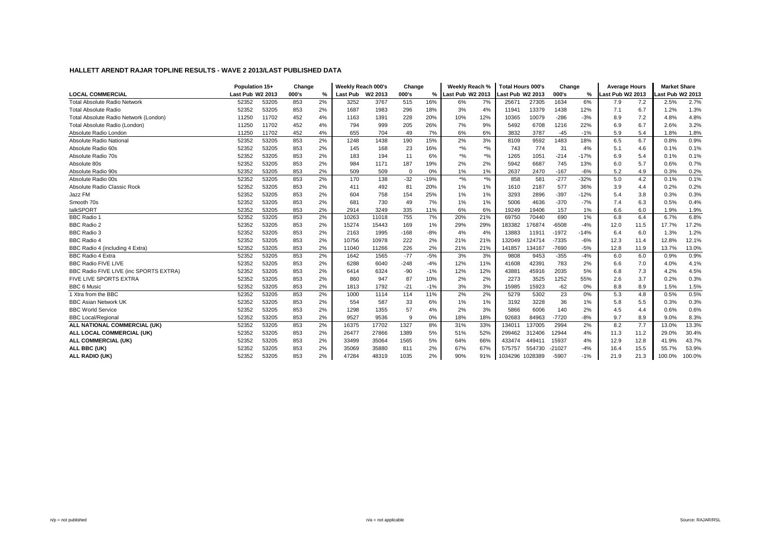# HALLETT ARENDT RAJAR TOPLINE RESULTS - WAVE 2 2013/LAST PUBLISHED DATA

| | Population 15+ | | Change | | Weekly Reach 000's | | Change | | Weekly Reach % | | Total Hours 000's | | Change | | Average Hours | | Market Share | |
|---|---|---|---|---|---|---|---|---|---|---|---|---|---|---|---|---|---|---|
| LOCAL COMMERCIAL | Last Pub | W2 2013 | 000's | % | Last Pub | W2 2013 | 000's | % | Last Pub | W2 2013 | Last Pub | W2 2013 | 000's | % | Last Pub | W2 2013 | Last Pub | W2 2013 |
| Total Absolute Radio Network | 52352 | 53205 | 853 | 2% | 3252 | 3767 | 515 | 16% | 6% | 7% | 25671 | 27305 | 1634 | 6% | 7.9 | 7.2 | 2.5% | 2.7% |
| Total Absolute Radio | 52352 | 53205 | 853 | 2% | 1687 | 1983 | 296 | 18% | 3% | 4% | 11941 | 13379 | 1438 | 12% | 7.1 | 6.7 | 1.2% | 1.3% |
| Total Absolute Radio Network (London) | 11250 | 11702 | 452 | 4% | 1163 | 1391 | 228 | 20% | 10% | 12% | 10365 | 10079 | -286 | -3% | 8.9 | 7.2 | 4.8% | 4.8% |
| Total Absolute Radio (London) | 11250 | 11702 | 452 | 4% | 794 | 999 | 205 | 26% | 7% | 9% | 5492 | 6708 | 1216 | 22% | 6.9 | 6.7 | 2.6% | 3.2% |
| Absolute Radio London | 11250 | 11702 | 452 | 4% | 655 | 704 | 49 | 7% | 6% | 6% | 3832 | 3787 | -45 | -1% | 5.9 | 5.4 | 1.8% | 1.8% |
| Absolute Radio National | 52352 | 53205 | 853 | 2% | 1248 | 1438 | 190 | 15% | 2% | 3% | 8109 | 9592 | 1483 | 18% | 6.5 | 6.7 | 0.8% | 0.9% |
| Absolute Radio 60s | 52352 | 53205 | 853 | 2% | 145 | 168 | 23 | 16% | *% | *% | 743 | 774 | 31 | 4% | 5.1 | 4.6 | 0.1% | 0.1% |
| Absolute Radio 70s | 52352 | 53205 | 853 | 2% | 183 | 194 | 11 | 6% | *% | *% | 1265 | 1051 | -214 | -17% | 6.9 | 5.4 | 0.1% | 0.1% |
| Absolute 80s | 52352 | 53205 | 853 | 2% | 984 | 1171 | 187 | 19% | 2% | 2% | 5942 | 6687 | 745 | 13% | 6.0 | 5.7 | 0.6% | 0.7% |
| Absolute Radio 90s | 52352 | 53205 | 853 | 2% | 509 | 509 | 0 | 0% | 1% | 1% | 2637 | 2470 | -167 | -6% | 5.2 | 4.9 | 0.3% | 0.2% |
| Absolute Radio 00s | 52352 | 53205 | 853 | 2% | 170 | 138 | -32 | -19% | *% | *% | 858 | 581 | -277 | -32% | 5.0 | 4.2 | 0.1% | 0.1% |
| Absolute Radio Classic Rock | 52352 | 53205 | 853 | 2% | 411 | 492 | 81 | 20% | 1% | 1% | 1610 | 2187 | 577 | 36% | 3.9 | 4.4 | 0.2% | 0.2% |
| Jazz FM | 52352 | 53205 | 853 | 2% | 604 | 758 | 154 | 25% | 1% | 1% | 3293 | 2896 | -397 | -12% | 5.4 | 3.8 | 0.3% | 0.3% |
| Smooth 70s | 52352 | 53205 | 853 | 2% | 681 | 730 | 49 | 7% | 1% | 1% | 5006 | 4636 | -370 | -7% | 7.4 | 6.3 | 0.5% | 0.4% |
| talkSPORT | 52352 | 53205 | 853 | 2% | 2914 | 3249 | 335 | 11% | 6% | 6% | 19249 | 19406 | 157 | 1% | 6.6 | 6.0 | 1.9% | 1.9% |
| BBC Radio 1 | 52352 | 53205 | 853 | 2% | 10263 | 11018 | 755 | 7% | 20% | 21% | 69750 | 70440 | 690 | 1% | 6.8 | 6.4 | 6.7% | 6.8% |
| BBC Radio 2 | 52352 | 53205 | 853 | 2% | 15274 | 15443 | 169 | 1% | 29% | 29% | 183382 | 176874 | -6508 | -4% | 12.0 | 11.5 | 17.7% | 17.2% |
| BBC Radio 3 | 52352 | 53205 | 853 | 2% | 2163 | 1995 | -168 | -8% | 4% | 4% | 13883 | 11911 | -1972 | -14% | 6.4 | 6.0 | 1.3% | 1.2% |
| BBC Radio 4 | 52352 | 53205 | 853 | 2% | 10756 | 10978 | 222 | 2% | 21% | 21% | 132049 | 124714 | -7335 | -6% | 12.3 | 11.4 | 12.8% | 12.1% |
| BBC Radio 4 (including 4 Extra) | 52352 | 53205 | 853 | 2% | 11040 | 11266 | 226 | 2% | 21% | 21% | 141857 | 134167 | -7690 | -5% | 12.8 | 11.9 | 13.7% | 13.0% |
| BBC Radio 4 Extra | 52352 | 53205 | 853 | 2% | 1642 | 1565 | -77 | -5% | 3% | 3% | 9808 | 9453 | -355 | -4% | 6.0 | 6.0 | 0.9% | 0.9% |
| BBC Radio FIVE LIVE | 52352 | 53205 | 853 | 2% | 6288 | 6040 | -248 | -4% | 12% | 11% | 41608 | 42391 | 783 | 2% | 6.6 | 7.0 | 4.0% | 4.1% |
| BBC Radio FIVE LIVE (inc SPORTS EXTRA) | 52352 | 53205 | 853 | 2% | 6414 | 6324 | -90 | -1% | 12% | 12% | 43881 | 45916 | 2035 | 5% | 6.8 | 7.3 | 4.2% | 4.5% |
| FIVE LIVE SPORTS EXTRA | 52352 | 53205 | 853 | 2% | 860 | 947 | 87 | 10% | 2% | 2% | 2273 | 3525 | 1252 | 55% | 2.6 | 3.7 | 0.2% | 0.3% |
| BBC 6 Music | 52352 | 53205 | 853 | 2% | 1813 | 1792 | -21 | -1% | 3% | 3% | 15985 | 15923 | -62 | 0% | 8.8 | 8.9 | 1.5% | 1.5% |
| 1 Xtra from the BBC | 52352 | 53205 | 853 | 2% | 1000 | 1114 | 114 | 11% | 2% | 2% | 5279 | 5302 | 23 | 0% | 5.3 | 4.8 | 0.5% | 0.5% |
| BBC Asian Network UK | 52352 | 53205 | 853 | 2% | 554 | 587 | 33 | 6% | 1% | 1% | 3192 | 3228 | 36 | 1% | 5.8 | 5.5 | 0.3% | 0.3% |
| BBC World Service | 52352 | 53205 | 853 | 2% | 1298 | 1355 | 57 | 4% | 2% | 3% | 5866 | 6006 | 140 | 2% | 4.5 | 4.4 | 0.6% | 0.6% |
| BBC Local/Regional | 52352 | 53205 | 853 | 2% | 9527 | 9536 | 9 | 0% | 18% | 18% | 92683 | 84963 | -7720 | -8% | 9.7 | 8.9 | 9.0% | 8.3% |
| ALL NATIONAL COMMERCIAL (UK) | 52352 | 53205 | 853 | 2% | 16375 | 17702 | 1327 | 8% | 31% | 33% | 134011 | 137005 | 2994 | 2% | 8.2 | 7.7 | 13.0% | 13.3% |
| ALL LOCAL COMMERCIAL (UK) | 52352 | 53205 | 853 | 2% | 26477 | 27866 | 1389 | 5% | 51% | 52% | 299462 | 312406 | 12944 | 4% | 11.3 | 11.2 | 29.0% | 30.4% |
| ALL COMMERCIAL (UK) | 52352 | 53205 | 853 | 2% | 33499 | 35064 | 1565 | 5% | 64% | 66% | 433474 | 449411 | 15937 | 4% | 12.9 | 12.8 | 41.9% | 43.7% |
| ALL BBC (UK) | 52352 | 53205 | 853 | 2% | 35069 | 35880 | 811 | 2% | 67% | 67% | 575757 | 554730 | -21027 | -4% | 16.4 | 15.5 | 55.7% | 53.9% |
| ALL RADIO (UK) | 52352 | 53205 | 853 | 2% | 47284 | 48319 | 1035 | 2% | 90% | 91% | 1034296 | 1028389 | -5907 | -1% | 21.9 | 21.3 | 100.0% | 100.0% |

n/p = not published

n/a = not applicable

Source: RAJAR/RSL